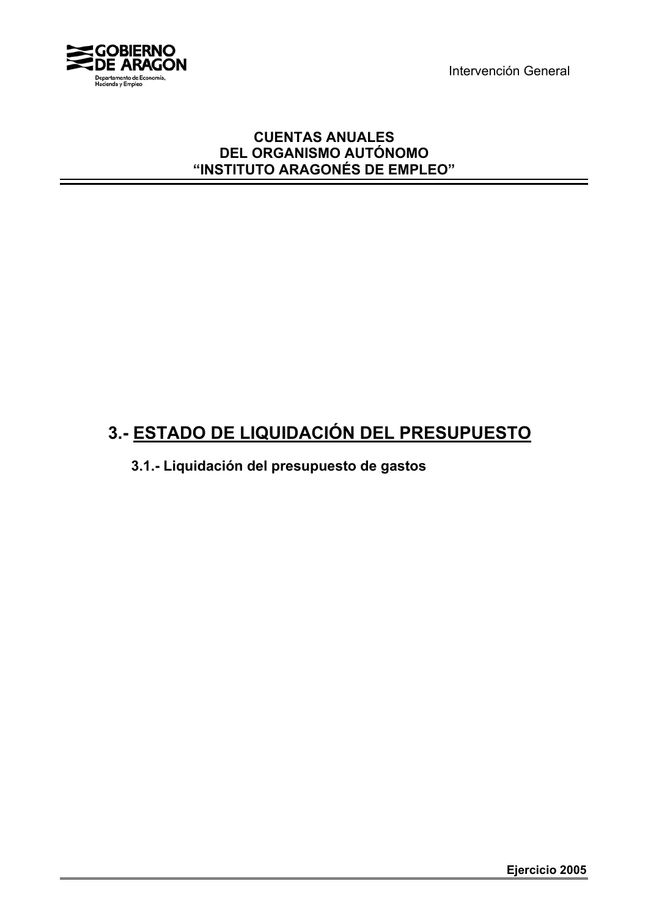**CUENTAS ANUALES**
**DEL ORGANISMO AUTÓNOMO**
**"INSTITUTO ARAGONÉS DE EMPLEO"**

# 3.- ESTADO DE LIQUIDACIÓN DEL PRESUPUESTO

## 3.1.- Liquidación del presupuesto de gastos

**Ejercicio 2005**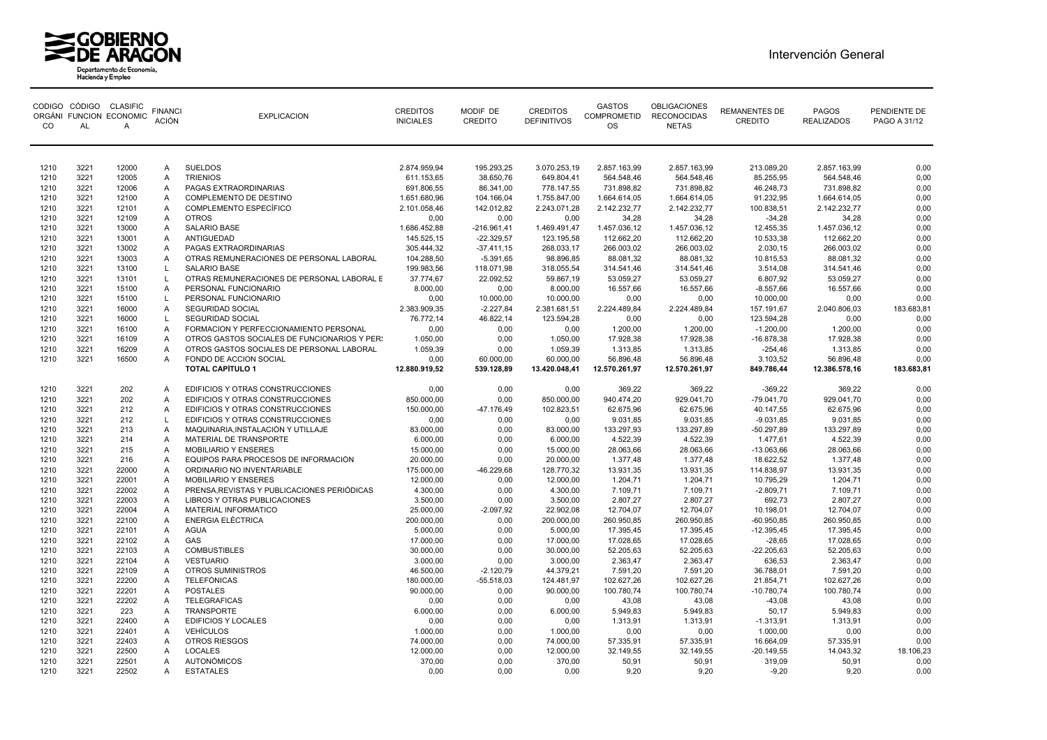Intervención General

| CODIGO ORGÁNICO | CÓDIGO FUNCIONAL | CLASIFIC ECONOMICA | FINANCIACIÓN | EXPLICACION | CREDITOS INICIALES | MODIF DE CREDITO | CREDITOS DEFINITIVOS | GASTOS COMPROMETIDOS | OBLIGACIONES RECONOCIDAS NETAS | REMANENTES DE CREDITO | PAGOS REALIZADOS | PENDIENTE DE PAGO A 31/12 |
|---|---|---|---|---|---|---|---|---|---|---|---|---|
| 1210 | 3221 | 12000 | A | SUELDOS | 2.874.959,94 | 195.293,25 | 3.070.253,19 | 2.857.163,99 | 2.857.163,99 | 213.089,20 | 2.857.163,99 | 0,00 |
| 1210 | 3221 | 12005 | A | TRIENIOS | 611.153,65 | 38.650,76 | 649.804,41 | 564.548,46 | 564.548,46 | 85.255,95 | 564.548,46 | 0,00 |
| 1210 | 3221 | 12006 | A | PAGAS EXTRAORDINARIAS | 691.806,55 | 86.341,00 | 778.147,55 | 731.898,82 | 731.898,82 | 46.248,73 | 731.898,82 | 0,00 |
| 1210 | 3221 | 12100 | A | COMPLEMENTO DE DESTINO | 1.651.680,96 | 104.166,04 | 1.755.847,00 | 1.664.614,05 | 1.664.614,05 | 91.232,95 | 1.664.614,05 | 0,00 |
| 1210 | 3221 | 12101 | A | COMPLEMENTO ESPECÍFICO | 2.101.058,46 | 142.012,82 | 2.243.071,28 | 2.142.232,77 | 2.142.232,77 | 100.838,51 | 2.142.232,77 | 0,00 |
| 1210 | 3221 | 12109 | A | OTROS | 0,00 | 0,00 | 0,00 | 34,28 | 34,28 | -34,28 | 34,28 | 0,00 |
| 1210 | 3221 | 13000 | A | SALARIO BASE | 1.686.452,88 | -216.961,41 | 1.469.491,47 | 1.457.036,12 | 1.457.036,12 | 12.455,35 | 1.457.036,12 | 0,00 |
| 1210 | 3221 | 13001 | A | ANTIGUEDAD | 145.525,15 | -22.329,57 | 123.195,58 | 112.662,20 | 112.662,20 | 10.533,38 | 112.662,20 | 0,00 |
| 1210 | 3221 | 13002 | A | PAGAS EXTRAORDINARIAS | 305.444,32 | -37.411,15 | 268.033,17 | 266.003,02 | 266.003,02 | 2.030,15 | 266.003,02 | 0,00 |
| 1210 | 3221 | 13003 | A | OTRAS REMUNERACIONES DE PERSONAL LABORAL | 104.288,50 | -5.391,65 | 98.896,85 | 88.081,32 | 88.081,32 | 10.815,53 | 88.081,32 | 0,00 |
| 1210 | 3221 | 13100 | L | SALARIO BASE | 199.983,56 | 118.071,98 | 318.055,54 | 314.541,46 | 314.541,46 | 3.514,08 | 314.541,46 | 0,00 |
| 1210 | 3221 | 13101 | L | OTRAS REMUNERACIONES DE PERSONAL LABORAL E | 37.774,67 | 22.092,52 | 59.867,19 | 53.059,27 | 53.059,27 | 6.807,92 | 53.059,27 | 0,00 |
| 1210 | 3221 | 15100 | A | PERSONAL FUNCIONARIO | 8.000,00 | 0,00 | 8.000,00 | 16.557,66 | 16.557,66 | -8.557,66 | 16.557,66 | 0,00 |
| 1210 | 3221 | 15100 | L | PERSONAL FUNCIONARIO | 0,00 | 10.000,00 | 10.000,00 | 0,00 | 0,00 | 10.000,00 | 0,00 | 0,00 |
| 1210 | 3221 | 16000 | A | SEGURIDAD SOCIAL | 2.383.909,35 | -2.227,84 | 2.381.681,51 | 2.224.489,84 | 2.224.489,84 | 157.191,67 | 2.040.806,03 | 183.683,81 |
| 1210 | 3221 | 16000 | L | SEGURIDAD SOCIAL | 76.772,14 | 46.822,14 | 123.594,28 | 0,00 | 0,00 | 123.594,28 | 0,00 | 0,00 |
| 1210 | 3221 | 16100 | A | FORMACION Y PERFECCIONAMIENTO PERSONAL | 0,00 | 0,00 | 0,00 | 1.200,00 | 1.200,00 | -1.200,00 | 1.200,00 | 0,00 |
| 1210 | 3221 | 16109 | A | OTROS GASTOS SOCIALES DE FUNCIONARIOS Y PER: | 1.050,00 | 0,00 | 1.050,00 | 17.928,38 | 17.928,38 | -16.878,38 | 17.928,38 | 0,00 |
| 1210 | 3221 | 16209 | A | OTROS GASTOS SOCIALES DE PERSONAL LABORAL | 1.059,39 | 0,00 | 1.059,39 | 1.313,85 | 1.313,85 | -254,46 | 1.313,85 | 0,00 |
| 1210 | 3221 | 16500 | A | FONDO DE ACCION SOCIAL | 0,00 | 60.000,00 | 60.000,00 | 56.896,48 | 56.896,48 | 3.103,52 | 56.896,48 | 0,00 |
| | | | | **TOTAL CAPÍTULO 1** | **12.880.919,52** | **539.128,89** | **13.420.048,41** | **12.570.261,97** | **12.570.261,97** | **849.786,44** | **12.386.578,16** | **183.683,81** |
| 1210 | 3221 | 202 | A | EDIFICIOS Y OTRAS CONSTRUCCIONES | 0,00 | 0,00 | 0,00 | 369,22 | 369,22 | -369,22 | 369,22 | 0,00 |
| 1210 | 3221 | 202 | A | EDIFICIOS Y OTRAS CONSTRUCCIONES | 850.000,00 | 0,00 | 850.000,00 | 940.474,20 | 929.041,70 | -79.041,70 | 929.041,70 | 0,00 |
| 1210 | 3221 | 212 | A | EDIFICIOS Y OTRAS CONSTRUCCIONES | 150.000,00 | -47.176,49 | 102.823,51 | 62.675,96 | 62.675,96 | 40.147,55 | 62.675,96 | 0,00 |
| 1210 | 3221 | 212 | L | EDIFICIOS Y OTRAS CONSTRUCCIONES | 0,00 | 0,00 | 0,00 | 9.031,85 | 9.031,85 | -9.031,85 | 9.031,85 | 0,00 |
| 1210 | 3221 | 213 | A | MAQUINARIA,INSTALACIÓN Y UTILLAJE | 83.000,00 | 0,00 | 83.000,00 | 133.297,93 | 133.297,89 | -50.297,89 | 133.297,89 | 0,00 |
| 1210 | 3221 | 214 | A | MATERIAL DE TRANSPORTE | 6.000,00 | 0,00 | 6.000,00 | 4.522,39 | 4.522,39 | 1.477,61 | 4.522,39 | 0,00 |
| 1210 | 3221 | 215 | A | MOBILIARIO Y ENSERES | 15.000,00 | 0,00 | 15.000,00 | 28.063,66 | 28.063,66 | -13.063,66 | 28.063,66 | 0,00 |
| 1210 | 3221 | 216 | A | EQUIPOS PARA PROCESOS DE INFORMACIÓN | 20.000,00 | 0,00 | 20.000,00 | 1.377,48 | 1.377,48 | 18.622,52 | 1.377,48 | 0,00 |
| 1210 | 3221 | 22000 | A | ORDINARIO NO INVENTARIABLE | 175.000,00 | -46.229,68 | 128.770,32 | 13.931,35 | 13.931,35 | 114.838,97 | 13.931,35 | 0,00 |
| 1210 | 3221 | 22001 | A | MOBILIARIO Y ENSERES | 12.000,00 | 0,00 | 12.000,00 | 1.204,71 | 1.204,71 | 10.795,29 | 1.204,71 | 0,00 |
| 1210 | 3221 | 22002 | A | PRENSA,REVISTAS Y PUBLICACIONES PERIÓDICAS | 4.300,00 | 0,00 | 4.300,00 | 7.109,71 | 7.109,71 | -2.809,71 | 7.109,71 | 0,00 |
| 1210 | 3221 | 22003 | A | LIBROS Y OTRAS PUBLICACIONES | 3.500,00 | 0,00 | 3.500,00 | 2.807,27 | 2.807,27 | 692,73 | 2.807,27 | 0,00 |
| 1210 | 3221 | 22004 | A | MATERIAL INFORMÁTICO | 25.000,00 | -2.097,92 | 22.902,08 | 12.704,07 | 12.704,07 | 10.198,01 | 12.704,07 | 0,00 |
| 1210 | 3221 | 22100 | A | ENERGIA ELÉCTRICA | 200.000,00 | 0,00 | 200.000,00 | 260.950,85 | 260.950,85 | -60.950,85 | 260.950,85 | 0,00 |
| 1210 | 3221 | 22101 | A | AGUA | 5.000,00 | 0,00 | 5.000,00 | 17.395,45 | 17.395,45 | -12.395,45 | 17.395,45 | 0,00 |
| 1210 | 3221 | 22102 | A | GAS | 17.000,00 | 0,00 | 17.000,00 | 17.028,65 | 17.028,65 | -28,65 | 17.028,65 | 0,00 |
| 1210 | 3221 | 22103 | A | COMBUSTIBLES | 30.000,00 | 0,00 | 30.000,00 | 52.205,63 | 52.205,63 | -22.205,63 | 52.205,63 | 0,00 |
| 1210 | 3221 | 22104 | A | VESTUARIO | 3.000,00 | 0,00 | 3.000,00 | 2.363,47 | 2.363,47 | 636,53 | 2.363,47 | 0,00 |
| 1210 | 3221 | 22109 | A | OTROS SUMINISTROS | 46.500,00 | -2.120,79 | 44.379,21 | 7.591,20 | 7.591,20 | 36.788,01 | 7.591,20 | 0,00 |
| 1210 | 3221 | 22200 | A | TELEFÓNICAS | 180.000,00 | -55.518,03 | 124.481,97 | 102.627,26 | 102.627,26 | 21.854,71 | 102.627,26 | 0,00 |
| 1210 | 3221 | 22201 | A | POSTALES | 90.000,00 | 0,00 | 90.000,00 | 100.780,74 | 100.780,74 | -10.780,74 | 100.780,74 | 0,00 |
| 1210 | 3221 | 22202 | A | TELEGRAFICAS | 0,00 | 0,00 | 0,00 | 43,08 | 43,08 | -43,08 | 43,08 | 0,00 |
| 1210 | 3221 | 223 | A | TRANSPORTE | 6.000,00 | 0,00 | 6.000,00 | 5.949,83 | 5.949,83 | 50,17 | 5.949,83 | 0,00 |
| 1210 | 3221 | 22400 | A | EDIFICIOS Y LOCALES | 0,00 | 0,00 | 0,00 | 1.313,91 | 1.313,91 | -1.313,91 | 1.313,91 | 0,00 |
| 1210 | 3221 | 22401 | A | VEHÍCULOS | 1.000,00 | 0,00 | 1.000,00 | 0,00 | 0,00 | 1.000,00 | 0,00 | 0,00 |
| 1210 | 3221 | 22403 | A | OTROS RIESGOS | 74.000,00 | 0,00 | 74.000,00 | 57.335,91 | 57.335,91 | 16.664,09 | 57.335,91 | 0,00 |
| 1210 | 3221 | 22500 | A | LOCALES | 12.000,00 | 0,00 | 12.000,00 | 32.149,55 | 32.149,55 | -20.149,55 | 14.043,32 | 18.106,23 |
| 1210 | 3221 | 22501 | A | AUTONÓMICOS | 370,00 | 0,00 | 370,00 | 50,91 | 50,91 | 319,09 | 50,91 | 0,00 |
| 1210 | 3221 | 22502 | A | ESTATALES | 0,00 | 0,00 | 0,00 | 9,20 | 9,20 | -9,20 | 9,20 | 0,00 |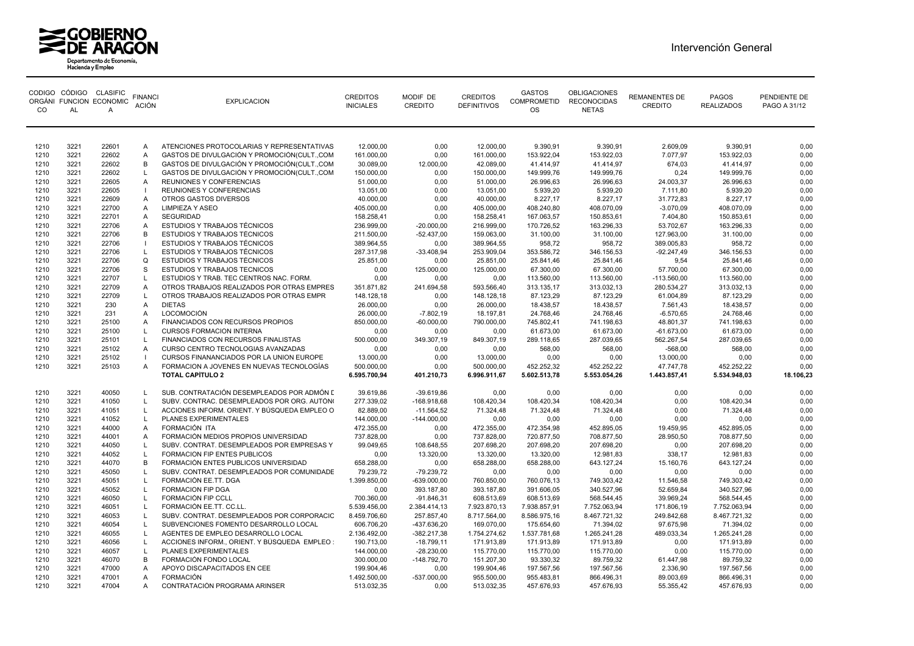| CODIGO ORGÁNICO | CÓDIGO FUNCIONAL | CLASIFIC ECONOMICA | FINANCIACIÓN | EXPLICACION | CREDITOS INICIALES | MODIF DE CREDITO | CREDITOS DEFINITIVOS | GASTOS COMPROMETIDOS | OBLIGACIONES RECONOCIDAS NETAS | REMANENTES DE CREDITO | PAGOS REALIZADOS | PENDIENTE DE PAGO A 31/12 |
|---|---|---|---|---|---|---|---|---|---|---|---|---|
| 1210 | 3221 | 22601 | A | ATENCIONES PROTOCOLARIAS Y REPRESENTATIVAS | 12.000,00 | 0,00 | 12.000,00 | 9.390,91 | 9.390,91 | 2.609,09 | 9.390,91 | 0,00 |
| 1210 | 3221 | 22602 | A | GASTOS DE DIVULGACIÓN Y PROMOCIÓN(CULT.,COM | 161.000,00 | 0,00 | 161.000,00 | 153.922,04 | 153.922,03 | 7.077,97 | 153.922,03 | 0,00 |
| 1210 | 3221 | 22602 | B | GASTOS DE DIVULGACIÓN Y PROMOCIÓN(CULT.,COM | 30.089,00 | 12.000,00 | 42.089,00 | 41.414,97 | 41.414,97 | 674,03 | 41.414,97 | 0,00 |
| 1210 | 3221 | 22602 | L | GASTOS DE DIVULGACIÓN Y PROMOCIÓN(CULT.,COM | 150.000,00 | 0,00 | 150.000,00 | 149.999,76 | 149.999,76 | 0,24 | 149.999,76 | 0,00 |
| 1210 | 3221 | 22605 | A | REUNIONES Y CONFERENCIAS | 51.000,00 | 0,00 | 51.000,00 | 26.996,63 | 26.996,63 | 24.003,37 | 26.996,63 | 0,00 |
| 1210 | 3221 | 22605 | I | REUNIONES Y CONFERENCIAS | 13.051,00 | 0,00 | 13.051,00 | 5.939,20 | 5.939,20 | 7.111,80 | 5.939,20 | 0,00 |
| 1210 | 3221 | 22609 | A | OTROS GASTOS DIVERSOS | 40.000,00 | 0,00 | 40.000,00 | 8.227,17 | 8.227,17 | 31.772,83 | 8.227,17 | 0,00 |
| 1210 | 3221 | 22700 | A | LIMPIEZA Y ASEO | 405.000,00 | 0,00 | 405.000,00 | 408.240,80 | 408.070,09 | -3.070,09 | 408.070,09 | 0,00 |
| 1210 | 3221 | 22701 | A | SEGURIDAD | 158.258,41 | 0,00 | 158.258,41 | 167.063,57 | 150.853,61 | 7.404,80 | 150.853,61 | 0,00 |
| 1210 | 3221 | 22706 | A | ESTUDIOS Y TRABAJOS TÉCNICOS | 236.999,00 | -20.000,00 | 216.999,00 | 170.726,52 | 163.296,33 | 53.702,67 | 163.296,33 | 0,00 |
| 1210 | 3221 | 22706 | B | ESTUDIOS Y TRABAJOS TÉCNICOS | 211.500,00 | -52.437,00 | 159.063,00 | 31.100,00 | 31.100,00 | 127.963,00 | 31.100,00 | 0,00 |
| 1210 | 3221 | 22706 | I | ESTUDIOS Y TRABAJOS TÉCNICOS | 389.964,55 | 0,00 | 389.964,55 | 958,72 | 958,72 | 389.005,83 | 958,72 | 0,00 |
| 1210 | 3221 | 22706 | L | ESTUDIOS Y TRABAJOS TÉCNICOS | 287.317,98 | -33.408,94 | 253.909,04 | 353.586,72 | 346.156,53 | -92.247,49 | 346.156,53 | 0,00 |
| 1210 | 3221 | 22706 | Q | ESTUDIOS Y TRABAJOS TÉCNICOS | 25.851,00 | 0,00 | 25.851,00 | 25.841,46 | 25.841,46 | 9,54 | 25.841,46 | 0,00 |
| 1210 | 3221 | 22706 | S | ESTUDIOS Y TRABAJOS TECNICOS | 0,00 | 125.000,00 | 125.000,00 | 67.300,00 | 67.300,00 | 57.700,00 | 67.300,00 | 0,00 |
| 1210 | 3221 | 22707 | L | ESTUDIOS Y TRAB. TEC CENTROS NAC. FORM. | 0,00 | 0,00 | 0,00 | 113.560,00 | 113.560,00 | -113.560,00 | 113.560,00 | 0,00 |
| 1210 | 3221 | 22709 | A | OTROS TRABAJOS REALIZADOS POR OTRAS EMPRES | 351.871,82 | 241.694,58 | 593.566,40 | 313.135,17 | 313.032,13 | 280.534,27 | 313.032,13 | 0,00 |
| 1210 | 3221 | 22709 | L | OTROS TRABAJOS REALIZADOS POR OTRAS EMPR | 148.128,18 | 0,00 | 148.128,18 | 87.123,29 | 87.123,29 | 61.004,89 | 87.123,29 | 0,00 |
| 1210 | 3221 | 230 | A | DIETAS | 26.000,00 | 0,00 | 26.000,00 | 18.438,57 | 18.438,57 | 7.561,43 | 18.438,57 | 0,00 |
| 1210 | 3221 | 231 | A | LOCOMOCIÓN | 26.000,00 | -7.802,19 | 18.197,81 | 24.768,46 | 24.768,46 | -6.570,65 | 24.768,46 | 0,00 |
| 1210 | 3221 | 25100 | A | FINANCIADOS CON RECURSOS PROPIOS | 850.000,00 | -60.000,00 | 790.000,00 | 745.802,41 | 741.198,63 | 48.801,37 | 741.198,63 | 0,00 |
| 1210 | 3221 | 25100 | L | CURSOS FORMACION INTERNA | 0,00 | 0,00 | 0,00 | 61.673,00 | 61.673,00 | -61.673,00 | 61.673,00 | 0,00 |
| 1210 | 3221 | 25101 | L | FINANCIADOS CON RECURSOS FINALISTAS | 500.000,00 | 349.307,19 | 849.307,19 | 289.118,65 | 287.039,65 | 562.267,54 | 287.039,65 | 0,00 |
| 1210 | 3221 | 25102 | A | CURSO CENTRO TECNOLOGIAS AVANZADAS | 0,00 | 0,00 | 0,00 | 568,00 | 568,00 | -568,00 | 568,00 | 0,00 |
| 1210 | 3221 | 25102 | I | CURSOS FINANANCIADOS POR LA UNION EUROPE | 13.000,00 | 0,00 | 13.000,00 | 0,00 | 0,00 | 13.000,00 | 0,00 | 0,00 |
| 1210 | 3221 | 25103 | A | FORMACION A JOVENES EN NUEVAS TECNOLOGÍAS | 500.000,00 | 0,00 | 500.000,00 | 452.252,32 | 452.252,22 | 47.747,78 | 452.252,22 | 0,00 |
| | | | | **TOTAL CAPÍTULO 2** | **6.595.700,94** | **401.210,73** | **6.996.911,67** | **5.602.513,78** | **5.553.054,26** | **1.443.857,41** | **5.534.948,03** | **18.106,23** |
| 1210 | 3221 | 40050 | L | SUB. CONTRATACIÓN DESEMPLEADOS POR ADMÓN D | 39.619,86 | -39.619,86 | 0,00 | 0,00 | 0,00 | 0,00 | 0,00 | 0,00 |
| 1210 | 3221 | 41050 | L | SUBV. CONTRAC. DESEMPLEADOS POR ORG. AUTONO | 277.339,02 | -168.918,68 | 108.420,34 | 108.420,34 | 108.420,34 | 0,00 | 108.420,34 | 0,00 |
| 1210 | 3221 | 41051 | L | ACCIONES INFORM. ORIENT. Y BÚSQUEDA EMPLEO O | 82.889,00 | -11.564,52 | 71.324,48 | 71.324,48 | 71.324,48 | 0,00 | 71.324,48 | 0,00 |
| 1210 | 3221 | 41052 | L | PLANES EXPERIMENTALES | 144.000,00 | -144.000,00 | 0,00 | 0,00 | 0,00 | 0,00 | 0,00 | 0,00 |
| 1210 | 3221 | 44000 | A | FORMACIÓN ITA | 472.355,00 | 0,00 | 472.355,00 | 472.354,98 | 452.895,05 | 19.459,95 | 452.895,05 | 0,00 |
| 1210 | 3221 | 44001 | A | FORMACIÓN MEDIOS PROPIOS UNIVERSIDAD | 737.828,00 | 0,00 | 737.828,00 | 720.877,50 | 708.877,50 | 28.950,50 | 708.877,50 | 0,00 |
| 1210 | 3221 | 44050 | L | SUBV. CONTRAT. DESEMPLEADOS POR EMPRESAS Y | 99.049,65 | 108.648,55 | 207.698,20 | 207.698,20 | 207.698,20 | 0,00 | 207.698,20 | 0,00 |
| 1210 | 3221 | 44052 | L | FORMACION FIP ENTES PUBLICOS | 0,00 | 13.320,00 | 13.320,00 | 13.320,00 | 12.981,83 | 338,17 | 12.981,83 | 0,00 |
| 1210 | 3221 | 44070 | B | FORMACIÓN ENTES PUBLICOS UNIVERSIDAD | 658.288,00 | 0,00 | 658.288,00 | 658.288,00 | 643.127,24 | 15.160,76 | 643.127,24 | 0,00 |
| 1210 | 3221 | 45050 | L | SUBV. CONTRAT. DESEMPLEADOS POR COMUNIDADE | 79.239,72 | -79.239,72 | 0,00 | 0,00 | 0,00 | 0,00 | 0,00 | 0,00 |
| 1210 | 3221 | 45051 | L | FORMACIÓN EE.TT. DGA | 1.399.850,00 | -639.000,00 | 760.850,00 | 760.076,13 | 749.303,42 | 11.546,58 | 749.303,42 | 0,00 |
| 1210 | 3221 | 45052 | L | FORMACION FIP DGA | 0,00 | 393.187,80 | 393.187,80 | 391.606,05 | 340.527,96 | 52.659,84 | 340.527,96 | 0,00 |
| 1210 | 3221 | 46050 | L | FORMACIÓN FIP CCLL | 700.360,00 | -91.846,31 | 608.513,69 | 608.513,69 | 568.544,45 | 39.969,24 | 568.544,45 | 0,00 |
| 1210 | 3221 | 46051 | L | FORMACIÓN EE.TT. CC.LL. | 5.539.456,00 | 2.384.414,13 | 7.923.870,13 | 7.938.857,91 | 7.752.063,94 | 171.806,19 | 7.752.063,94 | 0,00 |
| 1210 | 3221 | 46053 | L | SUBV. CONTRAT. DESEMPLEADOS POR CORPORACIC | 8.459.706,60 | 257.857,40 | 8.717.564,00 | 8.586.975,16 | 8.467.721,32 | 249.842,68 | 8.467.721,32 | 0,00 |
| 1210 | 3221 | 46054 | L | SUBVENCIONES FOMENTO DESARROLLO LOCAL | 606.706,20 | -437.636,20 | 169.070,00 | 175.654,60 | 71.394,02 | 97.675,98 | 71.394,02 | 0,00 |
| 1210 | 3221 | 46055 | L | AGENTES DE EMPLEO DESARROLLO LOCAL | 2.136.492,00 | -382.217,38 | 1.754.274,62 | 1.537.781,68 | 1.265.241,28 | 489.033,34 | 1.265.241,28 | 0,00 |
| 1210 | 3221 | 46056 | L | ACCIONES INFORM., ORIENT. Y BÚSQUEDA EMPLEO : | 190.713,00 | -18.799,11 | 171.913,89 | 171.913,89 | 171.913,89 | 0,00 | 171.913,89 | 0,00 |
| 1210 | 3221 | 46057 | L | PLANES EXPERIMENTALES | 144.000,00 | -28.230,00 | 115.770,00 | 115.770,00 | 115.770,00 | 0,00 | 115.770,00 | 0,00 |
| 1210 | 3221 | 46070 | B | FORMACIÓN FONDO LOCAL | 300.000,00 | -148.792,70 | 151.207,30 | 93.330,32 | 89.759,32 | 61.447,98 | 89.759,32 | 0,00 |
| 1210 | 3221 | 47000 | A | APOYO DISCAPACITADOS EN CEE | 199.904,46 | 0,00 | 199.904,46 | 197.567,56 | 197.567,56 | 2.336,90 | 197.567,56 | 0,00 |
| 1210 | 3221 | 47001 | A | FORMACIÓN | 1.492.500,00 | -537.000,00 | 955.500,00 | 955.483,81 | 866.496,31 | 89.003,69 | 866.496,31 | 0,00 |
| 1210 | 3221 | 47004 | A | CONTRATACIÓN PROGRAMA ARINSER | 513.032,35 | 0,00 | 513.032,35 | 457.676,93 | 457.676,93 | 55.355,42 | 457.676,93 | 0,00 |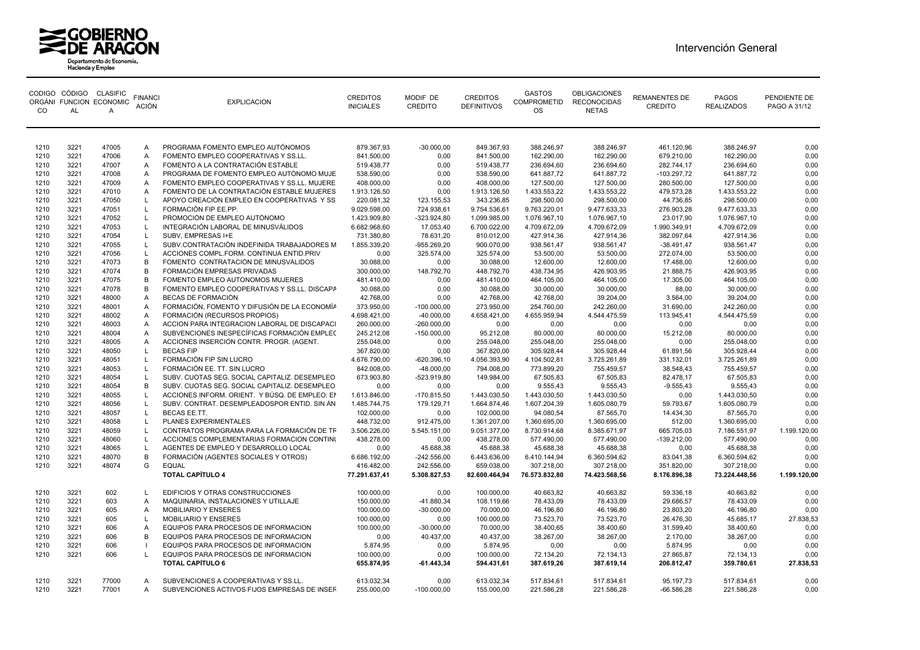| CODIGO ORGÁNICO | CÓDIGO FUNCIONAL | CLASIFIC ECONOMICA | FINANCIACIÓN | EXPLICACION | CREDITOS INICIALES | MODIF DE CREDITO | CREDITOS DEFINITIVOS | GASTOS COMPROMETIDOS | OBLIGACIONES RECONOCIDAS NETAS | REMANENTES DE CREDITO | PAGOS REALIZADOS | PENDIENTE DE PAGO A 31/12 |
|---|---|---|---|---|---|---|---|---|---|---|---|---|
| 1210 | 3221 | 47005 | A | PROGRAMA FOMENTO EMPLEO AUTÓNOMOS | 879.367,93 | -30.000,00 | 849.367,93 | 388.246,97 | 388.246,97 | 461.120,96 | 388.246,97 | 0,00 |
| 1210 | 3221 | 47006 | A | FOMENTO EMPLEO COOPERATIVAS Y SS.LL. | 841.500,00 | 0,00 | 841.500,00 | 162.290,00 | 162.290,00 | 679.210,00 | 162.290,00 | 0,00 |
| 1210 | 3221 | 47007 | A | FOMENTO A LA CONTRATACIÓN ESTABLE | 519.438,77 | 0,00 | 519.438,77 | 236.694,60 | 236.694,60 | 282.744,17 | 236.694,60 | 0,00 |
| 1210 | 3221 | 47008 | A | PROGRAMA DE FOMENTO EMPLEO AUTÓNOMO MUJE | 538.590,00 | 0,00 | 538.590,00 | 641.887,72 | 641.887,72 | -103.297,72 | 641.887,72 | 0,00 |
| 1210 | 3221 | 47009 | A | FOMENTO EMPLEO COOPERATIVAS Y SS.LL. MUJERE | 408.000,00 | 0,00 | 408.000,00 | 127.500,00 | 127.500,00 | 280.500,00 | 127.500,00 | 0,00 |
| 1210 | 3221 | 47010 | A | FOMENTO DE LA CONTRATACIÓN ESTABLE MUJERES | 1.913.126,50 | 0,00 | 1.913.126,50 | 1.433.553,22 | 1.433.553,22 | 479.573,28 | 1.433.553,22 | 0,00 |
| 1210 | 3221 | 47050 | L | APOYO CREACIÓN EMPLEO EN COOPERATIVAS Y SS | 220.081,32 | 123.155,53 | 343.236,85 | 298.500,00 | 298.500,00 | 44.736,85 | 298.500,00 | 0,00 |
| 1210 | 3221 | 47051 | L | FORMACIÓN FIP EE.PP. | 9.029.598,00 | 724.938,61 | 9.754.536,61 | 9.763.220,01 | 9.477.633,33 | 276.903,28 | 9.477.633,33 | 0,00 |
| 1210 | 3221 | 47052 | L | PROMOCIÓN DE EMPLEO AUTÓNOMO | 1.423.909,80 | -323.924,80 | 1.099.985,00 | 1.076.967,10 | 1.076.967,10 | 23.017,90 | 1.076.967,10 | 0,00 |
| 1210 | 3221 | 47053 | L | INTEGRACIÓN LABORAL DE MINUSVÁLIDOS | 6.682.968,60 | 17.053,40 | 6.700.022,00 | 4.709.672,09 | 4.709.672,09 | 1.990.349,91 | 4.709.672,09 | 0,00 |
| 1210 | 3221 | 47054 | L | SUBV, EMPRESAS I+E | 731.380,80 | 78.631,20 | 810.012,00 | 427.914,36 | 427.914,36 | 382.097,64 | 427.914,36 | 0,00 |
| 1210 | 3221 | 47055 | L | SUBV.CONTRATACIÓN INDEFINIDA TRABAJADORES M | 1.855.339,20 | -955.269,20 | 900.070,00 | 938.561,47 | 938.561,47 | -38.491,47 | 938.561,47 | 0,00 |
| 1210 | 3221 | 47056 | L | ACCIONES COMPL.FORM. CONTINUA ENTID.PRIV | 0,00 | 325.574,00 | 325.574,00 | 53.500,00 | 53.500,00 | 272.074,00 | 53.500,00 | 0,00 |
| 1210 | 3221 | 47073 | B | FOMENTO CONTRATACIÓN DE MINUSVÁLIDOS | 30.088,00 | 0,00 | 30.088,00 | 12.600,00 | 12.600,00 | 17.488,00 | 12.600,00 | 0,00 |
| 1210 | 3221 | 47074 | B | FORMACIÓN EMPRESAS PRIVADAS | 300.000,00 | 148.792,70 | 448.792,70 | 438.734,95 | 426.903,95 | 21.888,75 | 426.903,95 | 0,00 |
| 1210 | 3221 | 47075 | B | FOMENTO EMPLEO AUTONOMOS MUJERES | 481.410,00 | 0,00 | 481.410,00 | 464.105,00 | 464.105,00 | 17.305,00 | 464.105,00 | 0,00 |
| 1210 | 3221 | 47078 | B | FOMENTO EMPLEO COOPERATIVAS Y SS.LL. DISCAPA | 30.088,00 | 0,00 | 30.088,00 | 30.000,00 | 30.000,00 | 88,00 | 30.000,00 | 0,00 |
| 1210 | 3221 | 48000 | A | BECAS DE FORMACIÓN | 42.768,00 | 0,00 | 42.768,00 | 42.768,00 | 39.204,00 | 3.564,00 | 39.204,00 | 0,00 |
| 1210 | 3221 | 48001 | A | FORMACIÓN, FOMENTO Y DIFUSIÓN DE LA ECONOMÍA | 373.950,00 | -100.000,00 | 273.950,00 | 254.760,00 | 242.260,00 | 31.690,00 | 242.260,00 | 0,00 |
| 1210 | 3221 | 48002 | A | FORMACIÓN (RECURSOS PROPIOS) | 4.698.421,00 | -40.000,00 | 4.658.421,00 | 4.655.959,94 | 4.544.475,59 | 113.945,41 | 4.544.475,59 | 0,00 |
| 1210 | 3221 | 48003 | A | ACCION PARA INTEGRACION LABORAL DE DISCAPACI | 260.000,00 | -260.000,00 | 0,00 | 0,00 | 0,00 | 0,00 | 0,00 | 0,00 |
| 1210 | 3221 | 48004 | A | SUBVENCIONES INESPECÍFICAS FORMACIÓN EMPLEC | 245.212,08 | -150.000,00 | 95.212,08 | 80.000,00 | 80.000,00 | 15.212,08 | 80.000,00 | 0,00 |
| 1210 | 3221 | 48005 | A | ACCIONES INSERCIÓN CONTR. PROGR. (AGENT. | 255.048,00 | 0,00 | 255.048,00 | 255.048,00 | 255.048,00 | 0,00 | 255.048,00 | 0,00 |
| 1210 | 3221 | 48050 | L | BECAS FIP | 367.820,00 | 0,00 | 367.820,00 | 305.928,44 | 305.928,44 | 61.891,56 | 305.928,44 | 0,00 |
| 1210 | 3221 | 48051 | L | FORMACIÓN FIP SIN LUCRO | 4.676.790,00 | -620.396,10 | 4.056.393,90 | 4.104.502,81 | 3.725.261,89 | 331.132,01 | 3.725.261,89 | 0,00 |
| 1210 | 3221 | 48053 | L | FORMACIÓN EE. TT. SIN LUCRO | 842.008,00 | -48.000,00 | 794.008,00 | 773.899,20 | 755.459,57 | 38.548,43 | 755.459,57 | 0,00 |
| 1210 | 3221 | 48054 | L | SUBV. CUOTAS SEG. SOCIAL CAPITALIZ. DESEMPLEO | 673.903,80 | -523.919,80 | 149.984,00 | 67.505,83 | 67.505,83 | 82.478,17 | 67.505,83 | 0,00 |
| 1210 | 3221 | 48054 | B | SUBV. CUOTAS SEG. SOCIAL CAPITALIZ. DESEMPLEO | 0,00 | 0,00 | 0,00 | 9.555,43 | 9.555,43 | -9.555,43 | 9.555,43 | 0,00 |
| 1210 | 3221 | 48055 | L | ACCIONES INFORM. ORIENT. Y BÚSQ. DE EMPLEO: EN | 1.613.846,00 | -170.815,50 | 1.443.030,50 | 1.443.030,50 | 1.443.030,50 | 0,00 | 1.443.030,50 | 0,00 |
| 1210 | 3221 | 48056 | L | SUBV. CONTRAT. DESEMPLEADOSPOR ENTID. SIN ÁN | 1.485.744,75 | 179.129,71 | 1.664.874,46 | 1.607.204,39 | 1.605.080,79 | 59.793,67 | 1.605.080,79 | 0,00 |
| 1210 | 3221 | 48057 | L | BECAS EE.TT. | 102.000,00 | 0,00 | 102.000,00 | 94.080,54 | 87.565,70 | 14.434,30 | 87.565,70 | 0,00 |
| 1210 | 3221 | 48058 | L | PLANES EXPERIMENTALES | 448.732,00 | 912.475,00 | 1.361.207,00 | 1.360.695,00 | 1.360.695,00 | 512,00 | 1.360.695,00 | 0,00 |
| 1210 | 3221 | 48059 | L | CONTRATOS PROGRAMA PARA LA FORMACIÓN DE TR | 3.506.226,00 | 5.545.151,00 | 9.051.377,00 | 8.730.914,68 | 8.385.671,97 | 665.705,03 | 7.186.551,97 | 1.199.120,00 |
| 1210 | 3221 | 48060 | L | ACCIONES COMPLEMENTARIAS FORMACION CONTINU | 438.278,00 | 0,00 | 438.278,00 | 577.490,00 | 577.490,00 | -139.212,00 | 577.490,00 | 0,00 |
| 1210 | 3221 | 48065 | L | AGENTES DE EMPLEO Y DESARROLLO LOCAL | 0,00 | 45.688,38 | 45.688,38 | 45.688,38 | 45.688,38 | 0,00 | 45.688,38 | 0,00 |
| 1210 | 3221 | 48070 | B | FORMACIÓN (AGENTES SOCIALES Y OTROS) | 6.686.192,00 | -242.556,00 | 6.443.636,00 | 6.410.144,94 | 6.360.594,62 | 83.041,38 | 6.360.594,62 | 0,00 |
| 1210 | 3221 | 48074 | G | EQUAL | 416.482,00 | 242.556,00 | 659.038,00 | 307.218,00 | 307.218,00 | 351.820,00 | 307.218,00 | 0,00 |
| | | | | **TOTAL CAPÍTULO 4** | **77.291.637,41** | **5.308.827,53** | **82.600.464,94** | **76.573.832,80** | **74.423.568,56** | **8.176.896,38** | **73.224.448,56** | **1.199.120,00** |
| 1210 | 3221 | 602 | L | EDIFICIOS Y OTRAS CONSTRUCCIONES | 100.000,00 | 0,00 | 100.000,00 | 40.663,82 | 40.663,82 | 59.336,18 | 40.663,82 | 0,00 |
| 1210 | 3221 | 603 | A | MAQUINARIA, INSTALACIONES Y UTILLAJE | 150.000,00 | -41.880,34 | 108.119,66 | 78.433,09 | 78.433,09 | 29.686,57 | 78.433,09 | 0,00 |
| 1210 | 3221 | 605 | A | MOBILIARIO Y ENSERES | 100.000,00 | -30.000,00 | 70.000,00 | 46.196,80 | 46.196,80 | 23.803,20 | 46.196,80 | 0,00 |
| 1210 | 3221 | 605 | L | MOBILIARIO Y ENSERES | 100.000,00 | 0,00 | 100.000,00 | 73.523,70 | 73.523,70 | 26.476,30 | 45.685,17 | 27.838,53 |
| 1210 | 3221 | 606 | A | EQUIPOS PARA PROCESOS DE INFORMACION | 100.000,00 | -30.000,00 | 70.000,00 | 38.400,65 | 38.400,60 | 31.599,40 | 38.400,60 | 0,00 |
| 1210 | 3221 | 606 | B | EQUIPOS PARA PROCESOS DE INFORMACION | 0,00 | 40.437,00 | 40.437,00 | 38.267,00 | 38.267,00 | 2.170,00 | 38.267,00 | 0,00 |
| 1210 | 3221 | 606 | I | EQUIPOS PARA PROCESOS DE INFORMACION | 5.874,95 | 0,00 | 5.874,95 | 0,00 | 0,00 | 5.874,95 | 0,00 | 0,00 |
| 1210 | 3221 | 606 | L | EQUIPOS PARA PROCESOS DE INFORMACION | 100.000,00 | 0,00 | 100.000,00 | 72.134,20 | 72.134,13 | 27.865,87 | 72.134,13 | 0,00 |
| | | | | **TOTAL CAPÍTULO 6** | **655.874,95** | **-61.443,34** | **594.431,61** | **387.619,26** | **387.619,14** | **206.812,47** | **359.780,61** | **27.838,53** |
| 1210 | 3221 | 77000 | A | SUBVENCIONES A COOPERATIVAS Y SS.LL. | 613.032,34 | 0,00 | 613.032,34 | 517.834,61 | 517.834,61 | 95.197,73 | 517.834,61 | 0,00 |
| 1210 | 3221 | 77001 | A | SUBVENCIONES ACTIVOS FIJOS EMPRESAS DE INSER | 255.000,00 | -100.000,00 | 155.000,00 | 221.586,28 | 221.586,28 | -66.586,28 | 221.586,28 | 0,00 |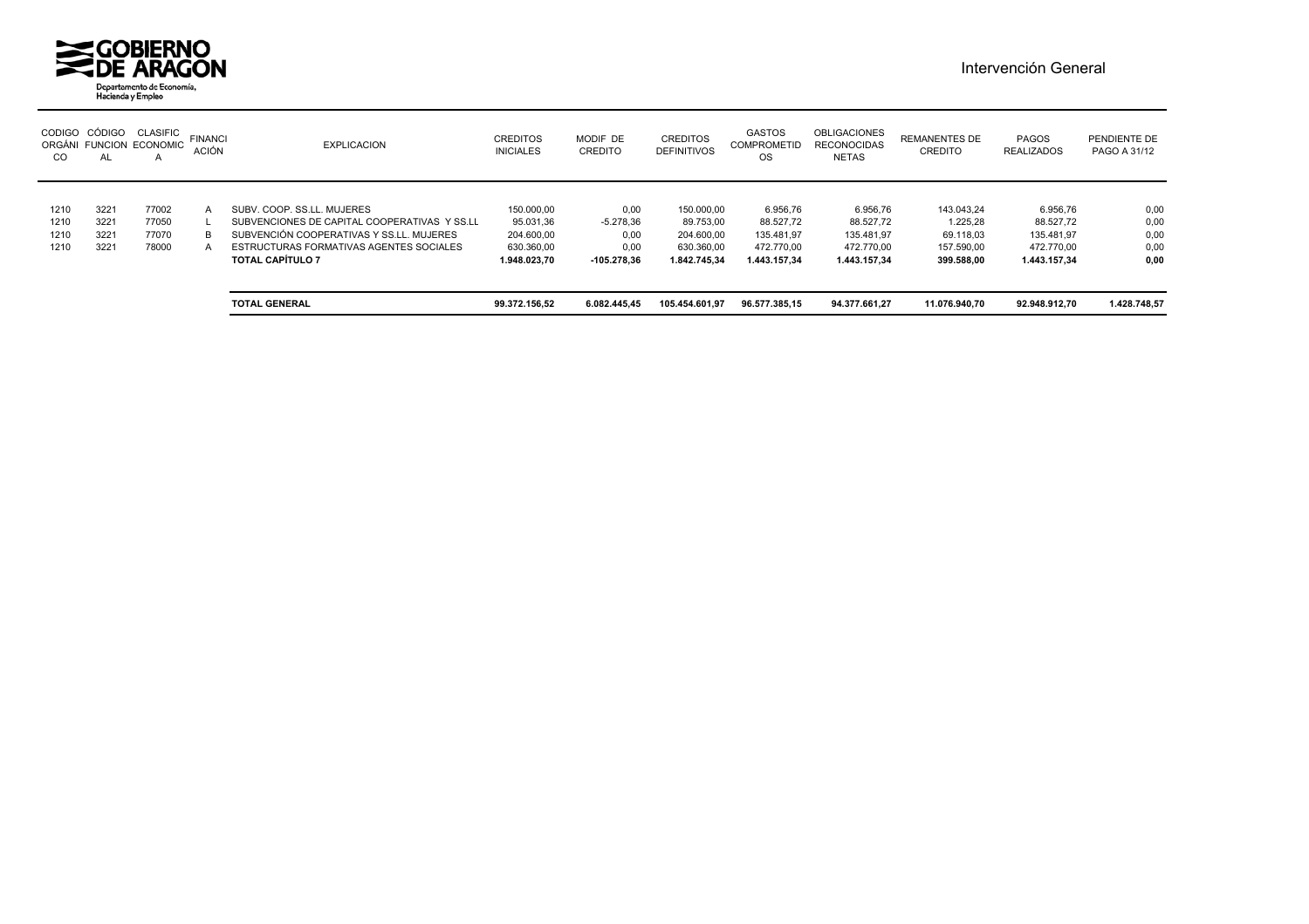GOBIERNO DE ARAGON
Departamento de Economía, Hacienda y Empleo

Intervención General

| CODIGO ORGÁNICO | CÓDIGO FUNCIONAL | CLASIFIC ECONOMICA | FINANCIACIÓN | EXPLICACION | CREDITOS INICIALES | MODIF DE CREDITO | CREDITOS DEFINITIVOS | GASTOS COMPROMETIDOS | OBLIGACIONES RECONOCIDAS NETAS | REMANENTES DE CREDITO | PAGOS REALIZADOS | PENDIENTE DE PAGO A 31/12 |
|---|---|---|---|---|---|---|---|---|---|---|---|---|
| 1210 | 3221 | 77002 | A | SUBV. COOP. SS.LL. MUJERES | 150.000,00 | 0,00 | 150.000,00 | 6.956,76 | 6.956,76 | 143.043,24 | 6.956,76 | 0,00 |
| 1210 | 3221 | 77050 | L | SUBVENCIONES DE CAPITAL COOPERATIVAS Y SS.LL | 95.031,36 | -5.278,36 | 89.753,00 | 88.527,72 | 88.527,72 | 1.225,28 | 88.527,72 | 0,00 |
| 1210 | 3221 | 77070 | B | SUBVENCIÓN COOPERATIVAS Y SS.LL. MUJERES | 204.600,00 | 0,00 | 204.600,00 | 135.481,97 | 135.481,97 | 69.118,03 | 135.481,97 | 0,00 |
| 1210 | 3221 | 78000 | A | ESTRUCTURAS FORMATIVAS AGENTES SOCIALES | 630.360,00 | 0,00 | 630.360,00 | 472.770,00 | 472.770,00 | 157.590,00 | 472.770,00 | 0,00 |
| | | | | **TOTAL CAPÍTULO 7** | **1.948.023,70** | **-105.278,36** | **1.842.745,34** | **1.443.157,34** | **1.443.157,34** | **399.588,00** | **1.443.157,34** | **0,00** |
| | | | | **TOTAL GENERAL** | **99.372.156,52** | **6.082.445,45** | **105.454.601,97** | **96.577.385,15** | **94.377.661,27** | **11.076.940,70** | **92.948.912,70** | **1.428.748,57** |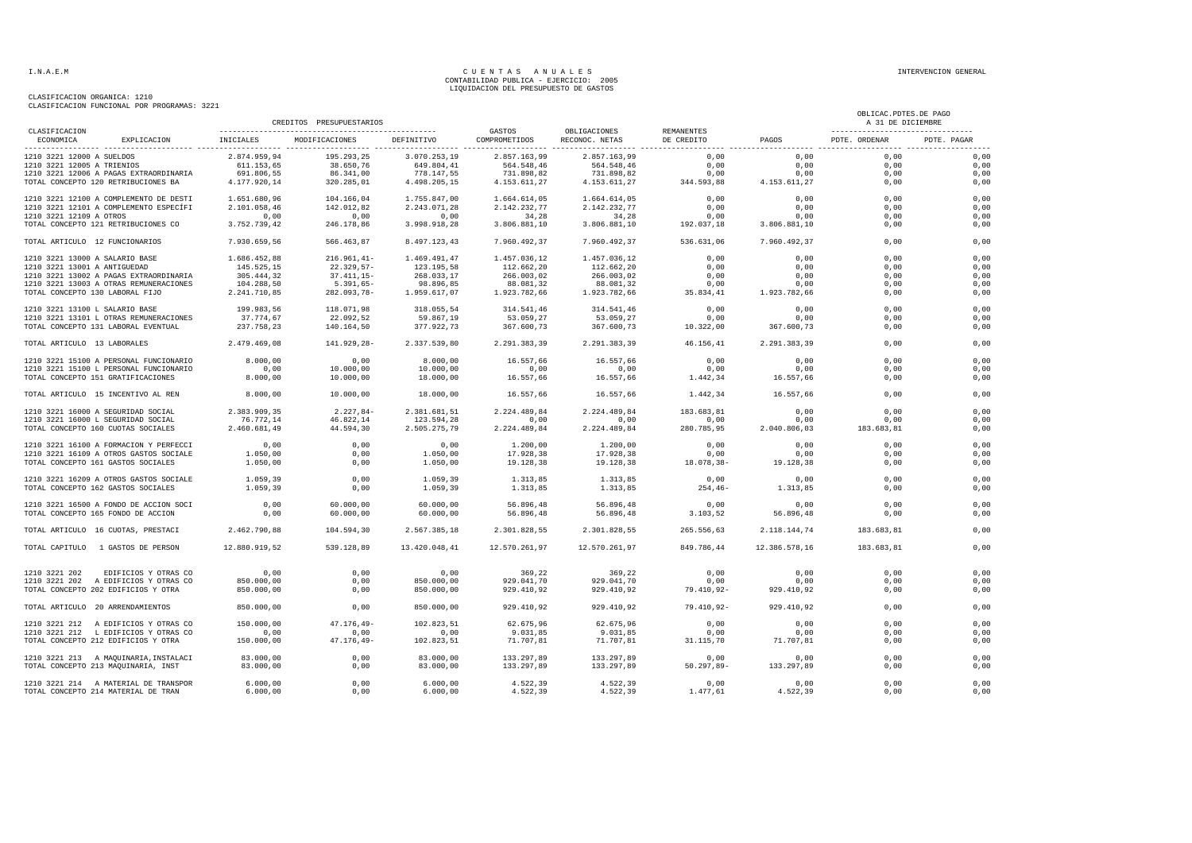I.N.A.E.M

CUENTAS ANUALES
CONTABILIDAD PUBLICA - EJERCICIO: 2005
LIQUIDACION DEL PRESUPUESTO DE GASTOS

INTERVENCION GENERAL

CLASIFICACION ORGANICA: 1210
CLASIFICACION FUNCIONAL POR PROGRAMAS: 3221

| CLASIFICACION ECONOMICA | EXPLICACION | CREDITOS PRESUPUESTARIOS INICIALES | MODIFICACIONES | DEFINITIVO | GASTOS COMPROMETIDOS | OBLIGACIONES RECONOC. NETAS | REMANENTES DE CREDITO | PAGOS | OBLICAC.PDTES.DE PAGO A 31 DE DICIEMBRE PDTE. ORDENAR | PDTE. PAGAR |
|---|---|---|---|---|---|---|---|---|---|---|
| 1210 3221 12000 A | SUELDOS | 2.874.959,94 | 195.293,25 | 3.070.253,19 | 2.857.163,99 | 2.857.163,99 | 0,00 | 0,00 | 0,00 | 0,00 |
| 1210 3221 12005 A | TRIENIOS | 611.153,65 | 38.650,76 | 649.804,41 | 564.548,46 | 564.548,46 | 0,00 | 0,00 | 0,00 | 0,00 |
| 1210 3221 12006 A | PAGAS EXTRAORDINARIA | 691.806,55 | 86.341,00 | 778.147,55 | 731.898,82 | 731.898,82 | 0,00 | 0,00 | 0,00 | 0,00 |
| TOTAL CONCEPTO 120 | RETRIBUCIONES BA | 4.177.920,14 | 320.285,01 | 4.498.205,15 | 4.153.611,27 | 4.153.611,27 | 344.593,88 | 4.153.611,27 | 0,00 | 0,00 |
| 1210 3221 12100 A | COMPLEMENTO DE DESTI | 1.651.680,96 | 104.166,04 | 1.755.847,00 | 1.664.614,05 | 1.664.614,05 | 0,00 | 0,00 | 0,00 | 0,00 |
| 1210 3221 12101 A | COMPLEMENTO ESPECÍFI | 2.101.058,46 | 142.012,82 | 2.243.071,28 | 2.142.232,77 | 2.142.232,77 | 0,00 | 0,00 | 0,00 | 0,00 |
| 1210 3221 12109 A | OTROS | 0,00 | 0,00 | 0,00 | 34,28 | 34,28 | 0,00 | 0,00 | 0,00 | 0,00 |
| TOTAL CONCEPTO 121 | RETRIBUCIONES CO | 3.752.739,42 | 246.178,86 | 3.998.918,28 | 3.806.881,10 | 3.806.881,10 | 192.037,18 | 3.806.881,10 | 0,00 | 0,00 |
| TOTAL ARTICULO 12 | FUNCIONARIOS | 7.930.659,56 | 566.463,87 | 8.497.123,43 | 7.960.492,37 | 7.960.492,37 | 536.631,06 | 7.960.492,37 | 0,00 | 0,00 |
| 1210 3221 13000 A | SALARIO BASE | 1.686.452,88 | 216.961,41- | 1.469.491,47 | 1.457.036,12 | 1.457.036,12 | 0,00 | 0,00 | 0,00 | 0,00 |
| 1210 3221 13001 A | ANTIGUEDAD | 145.525,15 | 22.329,57- | 123.195,58 | 112.662,20 | 112.662,20 | 0,00 | 0,00 | 0,00 | 0,00 |
| 1210 3221 13002 A | PAGAS EXTRAORDINARIA | 305.444,32 | 37.411,15- | 268.033,17 | 266.003,02 | 266.003,02 | 0,00 | 0,00 | 0,00 | 0,00 |
| 1210 3221 13003 A | OTRAS REMUNERACIONES | 104.288,50 | 5.391,65- | 98.896,85 | 88.081,32 | 88.081,32 | 0,00 | 0,00 | 0,00 | 0,00 |
| TOTAL CONCEPTO 130 | LABORAL FIJO | 2.241.710,85 | 282.093,78- | 1.959.617,07 | 1.923.782,66 | 1.923.782,66 | 35.834,41 | 1.923.782,66 | 0,00 | 0,00 |
| 1210 3221 13100 L | SALARIO BASE | 199.983,56 | 118.071,98 | 318.055,54 | 314.541,46 | 314.541,46 | 0,00 | 0,00 | 0,00 | 0,00 |
| 1210 3221 13101 L | OTRAS REMUNERACIONES | 37.774,67 | 22.092,52 | 59.867,19 | 53.059,27 | 53.059,27 | 0,00 | 0,00 | 0,00 | 0,00 |
| TOTAL CONCEPTO 131 | LABORAL EVENTUAL | 237.758,23 | 140.164,50 | 377.922,73 | 367.600,73 | 367.600,73 | 10.322,00 | 367.600,73 | 0,00 | 0,00 |
| TOTAL ARTICULO 13 | LABORALES | 2.479.469,08 | 141.929,28- | 2.337.539,80 | 2.291.383,39 | 2.291.383,39 | 46.156,41 | 2.291.383,39 | 0,00 | 0,00 |
| 1210 3221 15100 A | PERSONAL FUNCIONARIO | 8.000,00 | 0,00 | 8.000,00 | 16.557,66 | 16.557,66 | 0,00 | 0,00 | 0,00 | 0,00 |
| 1210 3221 15100 L | PERSONAL FUNCIONARIO | 0,00 | 10.000,00 | 10.000,00 | 0,00 | 0,00 | 0,00 | 0,00 | 0,00 | 0,00 |
| TOTAL CONCEPTO 151 | GRATIFICACIONES | 8.000,00 | 10.000,00 | 18.000,00 | 16.557,66 | 16.557,66 | 1.442,34 | 16.557,66 | 0,00 | 0,00 |
| TOTAL ARTICULO 15 | INCENTIVO AL REN | 8.000,00 | 10.000,00 | 18.000,00 | 16.557,66 | 16.557,66 | 1.442,34 | 16.557,66 | 0,00 | 0,00 |
| 1210 3221 16000 A | SEGURIDAD SOCIAL | 2.383.909,35 | 2.227,84- | 2.381.681,51 | 2.224.489,84 | 2.224.489,84 | 183.683,81 | 0,00 | 0,00 | 0,00 |
| 1210 3221 16000 L | SEGURIDAD SOCIAL | 76.772,14 | 46.822,14 | 123.594,28 | 0,00 | 0,00 | 0,00 | 0,00 | 0,00 | 0,00 |
| TOTAL CONCEPTO 160 | CUOTAS SOCIALES | 2.460.681,49 | 44.594,30 | 2.505.275,79 | 2.224.489,84 | 2.224.489,84 | 280.785,95 | 2.040.806,03 | 183.683,81 | 0,00 |
| 1210 3221 16100 A | FORMACION Y PERFECCI | 0,00 | 0,00 | 0,00 | 1.200,00 | 1.200,00 | 0,00 | 0,00 | 0,00 | 0,00 |
| 1210 3221 16109 A | OTROS GASTOS SOCIALE | 1.050,00 | 0,00 | 1.050,00 | 17.928,38 | 17.928,38 | 0,00 | 0,00 | 0,00 | 0,00 |
| TOTAL CONCEPTO 161 | GASTOS SOCIALES | 1.050,00 | 0,00 | 1.050,00 | 19.128,38 | 19.128,38 | 18.078,38- | 19.128,38 | 0,00 | 0,00 |
| 1210 3221 16209 A | OTROS GASTOS SOCIALE | 1.059,39 | 0,00 | 1.059,39 | 1.313,85 | 1.313,85 | 0,00 | 0,00 | 0,00 | 0,00 |
| TOTAL CONCEPTO 162 | GASTOS SOCIALES | 1.059,39 | 0,00 | 1.059,39 | 1.313,85 | 1.313,85 | 254,46- | 1.313,85 | 0,00 | 0,00 |
| 1210 3221 16500 A | FONDO DE ACCION SOCI | 0,00 | 60.000,00 | 60.000,00 | 56.896,48 | 56.896,48 | 0,00 | 0,00 | 0,00 | 0,00 |
| TOTAL CONCEPTO 165 | FONDO DE ACCION | 0,00 | 60.000,00 | 60.000,00 | 56.896,48 | 56.896,48 | 3.103,52 | 56.896,48 | 0,00 | 0,00 |
| TOTAL ARTICULO 16 | CUOTAS, PRESTACI | 2.462.790,88 | 104.594,30 | 2.567.385,18 | 2.301.828,55 | 2.301.828,55 | 265.556,63 | 2.118.144,74 | 183.683,81 | 0,00 |
| TOTAL CAPITULO 1 | GASTOS DE PERSON | 12.880.919,52 | 539.128,89 | 13.420.048,41 | 12.570.261,97 | 12.570.261,97 | 849.786,44 | 12.386.578,16 | 183.683,81 | 0,00 |
| 1210 3221 202 | EDIFICIOS Y OTRAS CO | 0,00 | 0,00 | 0,00 | 369,22 | 369,22 | 0,00 | 0,00 | 0,00 | 0,00 |
| 1210 3221 202 A | EDIFICIOS Y OTRAS CO | 850.000,00 | 0,00 | 850.000,00 | 929.041,70 | 929.041,70 | 0,00 | 0,00 | 0,00 | 0,00 |
| TOTAL CONCEPTO 202 | EDIFICIOS Y OTRA | 850.000,00 | 0,00 | 850.000,00 | 929.410,92 | 929.410,92 | 79.410,92- | 929.410,92 | 0,00 | 0,00 |
| TOTAL ARTICULO 20 | ARRENDAMIENTOS | 850.000,00 | 0,00 | 850.000,00 | 929.410,92 | 929.410,92 | 79.410,92- | 929.410,92 | 0,00 | 0,00 |
| 1210 3221 212 A | EDIFICIOS Y OTRAS CO | 150.000,00 | 47.176,49- | 102.823,51 | 62.675,96 | 62.675,96 | 0,00 | 0,00 | 0,00 | 0,00 |
| 1210 3221 212 L | EDIFICIOS Y OTRAS CO | 0,00 | 0,00 | 0,00 | 9.031,85 | 9.031,85 | 0,00 | 0,00 | 0,00 | 0,00 |
| TOTAL CONCEPTO 212 | EDIFICIOS Y OTRA | 150.000,00 | 47.176,49- | 102.823,51 | 71.707,81 | 71.707,81 | 31.115,70 | 71.707,81 | 0,00 | 0,00 |
| 1210 3221 213 A | MAQUINARIA,INSTALACI | 83.000,00 | 0,00 | 83.000,00 | 133.297,89 | 133.297,89 | 0,00 | 0,00 | 0,00 | 0,00 |
| TOTAL CONCEPTO 213 | MAQUINARIA, INST | 83.000,00 | 0,00 | 83.000,00 | 133.297,89 | 133.297,89 | 50.297,89- | 133.297,89 | 0,00 | 0,00 |
| 1210 3221 214 A | MATERIAL DE TRANSPOR | 6.000,00 | 0,00 | 6.000,00 | 4.522,39 | 4.522,39 | 0,00 | 0,00 | 0,00 | 0,00 |
| TOTAL CONCEPTO 214 | MATERIAL DE TRAN | 6.000,00 | 0,00 | 6.000,00 | 4.522,39 | 4.522,39 | 1.477,61 | 4.522,39 | 0,00 | 0,00 |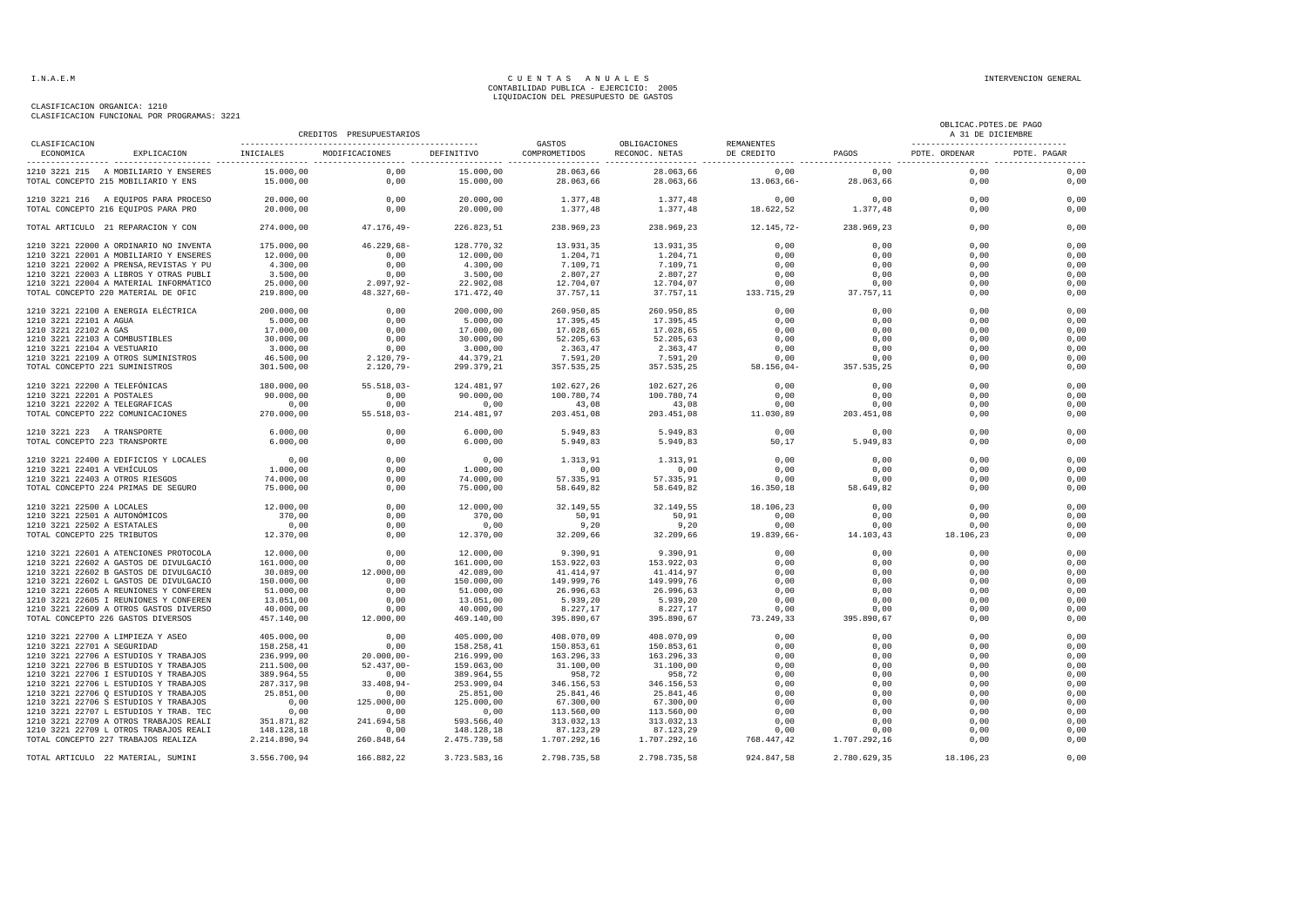CUENTAS ANUALES
CONTABILIDAD PUBLICA - EJERCICIO: 2005
LIQUIDACION DEL PRESUPUESTO DE GASTOS

I.N.A.E.M — INTERVENCION GENERAL

CLASIFICACION ORGANICA: 1210
CLASIFICACION FUNCIONAL POR PROGRAMAS: 3221

| CLASIFICACION ECONOMICA | EXPLICACION | CREDITOS PRESUPUESTARIOS INICIALES | MODIFICACIONES | DEFINITIVO | GASTOS COMPROMETIDOS | OBLIGACIONES RECONOC. NETAS | REMANENTES DE CREDITO | PAGOS | OBLICAC.PDTES.DE PAGO A 31 DE DICIEMBRE PDTE. ORDENAR | PDTE. PAGAR |
|---|---|---|---|---|---|---|---|---|---|---|
| 1210 3221 215 | A MOBILIARIO Y ENSERES | 15.000,00 | 0,00 | 15.000,00 | 28.063,66 | 28.063,66 | 0,00 | 0,00 | 0,00 | 0,00 |
| TOTAL CONCEPTO 215 MOBILIARIO Y ENS | | 15.000,00 | 0,00 | 15.000,00 | 28.063,66 | 28.063,66 | 13.063,66- | 28.063,66 | 0,00 | 0,00 |
| 1210 3221 216 | A EQUIPOS PARA PROCESO | 20.000,00 | 0,00 | 20.000,00 | 1.377,48 | 1.377,48 | 0,00 | 0,00 | 0,00 | 0,00 |
| TOTAL CONCEPTO 216 EQUIPOS PARA PRO | | 20.000,00 | 0,00 | 20.000,00 | 1.377,48 | 1.377,48 | 18.622,52 | 1.377,48 | 0,00 | 0,00 |
| TOTAL ARTICULO 21 REPARACION Y CON | | 274.000,00 | 47.176,49- | 226.823,51 | 238.969,23 | 238.969,23 | 12.145,72- | 238.969,23 | 0,00 | 0,00 |
| 1210 3221 22000 | A ORDINARIO NO INVENTA | 175.000,00 | 46.229,68- | 128.770,32 | 13.931,35 | 13.931,35 | 0,00 | 0,00 | 0,00 | 0,00 |
| 1210 3221 22001 | A MOBILIARIO Y ENSERES | 12.000,00 | 0,00 | 12.000,00 | 1.204,71 | 1.204,71 | 0,00 | 0,00 | 0,00 | 0,00 |
| 1210 3221 22002 | A PRENSA,REVISTAS Y PU | 4.300,00 | 0,00 | 4.300,00 | 7.109,71 | 7.109,71 | 0,00 | 0,00 | 0,00 | 0,00 |
| 1210 3221 22003 | A LIBROS Y OTRAS PUBLI | 3.500,00 | 0,00 | 3.500,00 | 2.807,27 | 2.807,27 | 0,00 | 0,00 | 0,00 | 0,00 |
| 1210 3221 22004 | A MATERIAL INFORMÁTICO | 25.000,00 | 2.097,92- | 22.902,08 | 12.704,07 | 12.704,07 | 0,00 | 0,00 | 0,00 | 0,00 |
| TOTAL CONCEPTO 220 MATERIAL DE OFIC | | 219.800,00 | 48.327,60- | 171.472,40 | 37.757,11 | 37.757,11 | 133.715,29 | 37.757,11 | 0,00 | 0,00 |
| 1210 3221 22100 | A ENERGIA ELÉCTRICA | 200.000,00 | 0,00 | 200.000,00 | 260.950,85 | 260.950,85 | 0,00 | 0,00 | 0,00 | 0,00 |
| 1210 3221 22101 | A AGUA | 5.000,00 | 0,00 | 5.000,00 | 17.395,45 | 17.395,45 | 0,00 | 0,00 | 0,00 | 0,00 |
| 1210 3221 22102 | A GAS | 17.000,00 | 0,00 | 17.000,00 | 17.028,65 | 17.028,65 | 0,00 | 0,00 | 0,00 | 0,00 |
| 1210 3221 22103 | A COMBUSTIBLES | 30.000,00 | 0,00 | 30.000,00 | 52.205,63 | 52.205,63 | 0,00 | 0,00 | 0,00 | 0,00 |
| 1210 3221 22104 | A VESTUARIO | 3.000,00 | 0,00 | 3.000,00 | 2.363,47 | 2.363,47 | 0,00 | 0,00 | 0,00 | 0,00 |
| 1210 3221 22109 | A OTROS SUMINISTROS | 46.500,00 | 2.120,79- | 44.379,21 | 7.591,20 | 7.591,20 | 0,00 | 0,00 | 0,00 | 0,00 |
| TOTAL CONCEPTO 221 SUMINISTROS | | 301.500,00 | 2.120,79- | 299.379,21 | 357.535,25 | 357.535,25 | 58.156,04- | 357.535,25 | 0,00 | 0,00 |
| 1210 3221 22200 | A TELEFÓNICAS | 180.000,00 | 55.518,03- | 124.481,97 | 102.627,26 | 102.627,26 | 0,00 | 0,00 | 0,00 | 0,00 |
| 1210 3221 22201 | A POSTALES | 90.000,00 | 0,00 | 90.000,00 | 100.780,74 | 100.780,74 | 0,00 | 0,00 | 0,00 | 0,00 |
| 1210 3221 22202 | A TELEGRAFICAS | 0,00 | 0,00 | 0,00 | 43,08 | 43,08 | 0,00 | 0,00 | 0,00 | 0,00 |
| TOTAL CONCEPTO 222 COMUNICACIONES | | 270.000,00 | 55.518,03- | 214.481,97 | 203.451,08 | 203.451,08 | 11.030,89 | 203.451,08 | 0,00 | 0,00 |
| 1210 3221 223 | A TRANSPORTE | 6.000,00 | 0,00 | 6.000,00 | 5.949,83 | 5.949,83 | 0,00 | 0,00 | 0,00 | 0,00 |
| TOTAL CONCEPTO 223 TRANSPORTE | | 6.000,00 | 0,00 | 6.000,00 | 5.949,83 | 5.949,83 | 50,17 | 5.949,83 | 0,00 | 0,00 |
| 1210 3221 22400 | A EDIFICIOS Y LOCALES | 0,00 | 0,00 | 0,00 | 1.313,91 | 1.313,91 | 0,00 | 0,00 | 0,00 | 0,00 |
| 1210 3221 22401 | A VEHÍCULOS | 1.000,00 | 0,00 | 1.000,00 | 0,00 | 0,00 | 0,00 | 0,00 | 0,00 | 0,00 |
| 1210 3221 22403 | A OTROS RIESGOS | 74.000,00 | 0,00 | 74.000,00 | 57.335,91 | 57.335,91 | 0,00 | 0,00 | 0,00 | 0,00 |
| TOTAL CONCEPTO 224 PRIMAS DE SEGURO | | 75.000,00 | 0,00 | 75.000,00 | 58.649,82 | 58.649,82 | 16.350,18 | 58.649,82 | 0,00 | 0,00 |
| 1210 3221 22500 | A LOCALES | 12.000,00 | 0,00 | 12.000,00 | 32.149,55 | 32.149,55 | 18.106,23 | 0,00 | 0,00 | 0,00 |
| 1210 3221 22501 | A AUTONÓMICOS | 370,00 | 0,00 | 370,00 | 50,91 | 50,91 | 0,00 | 0,00 | 0,00 | 0,00 |
| 1210 3221 22502 | A ESTATALES | 0,00 | 0,00 | 0,00 | 9,20 | 9,20 | 0,00 | 0,00 | 0,00 | 0,00 |
| TOTAL CONCEPTO 225 TRIBUTOS | | 12.370,00 | 0,00 | 12.370,00 | 32.209,66 | 32.209,66 | 19.839,66- | 14.103,43 | 18.106,23 | 0,00 |
| 1210 3221 22601 | A ATENCIONES PROTOCOLA | 12.000,00 | 0,00 | 12.000,00 | 9.390,91 | 9.390,91 | 0,00 | 0,00 | 0,00 | 0,00 |
| 1210 3221 22602 | A GASTOS DE DIVULGACIÓ | 161.000,00 | 0,00 | 161.000,00 | 153.922,03 | 153.922,03 | 0,00 | 0,00 | 0,00 | 0,00 |
| 1210 3221 22602 | B GASTOS DE DIVULGACIÓ | 30.089,00 | 12.000,00 | 42.089,00 | 41.414,97 | 41.414,97 | 0,00 | 0,00 | 0,00 | 0,00 |
| 1210 3221 22602 | L GASTOS DE DIVULGACIÓ | 150.000,00 | 0,00 | 150.000,00 | 149.999,76 | 149.999,76 | 0,00 | 0,00 | 0,00 | 0,00 |
| 1210 3221 22605 | A REUNIONES Y CONFEREN | 51.000,00 | 0,00 | 51.000,00 | 26.996,63 | 26.996,63 | 0,00 | 0,00 | 0,00 | 0,00 |
| 1210 3221 22605 | I REUNIONES Y CONFEREN | 13.051,00 | 0,00 | 13.051,00 | 5.939,20 | 5.939,20 | 0,00 | 0,00 | 0,00 | 0,00 |
| 1210 3221 22609 | A OTROS GASTOS DIVERSO | 40.000,00 | 0,00 | 40.000,00 | 8.227,17 | 8.227,17 | 0,00 | 0,00 | 0,00 | 0,00 |
| TOTAL CONCEPTO 226 GASTOS DIVERSOS | | 457.140,00 | 12.000,00 | 469.140,00 | 395.890,67 | 395.890,67 | 73.249,33 | 395.890,67 | 0,00 | 0,00 |
| 1210 3221 22700 | A LIMPIEZA Y ASEO | 405.000,00 | 0,00 | 405.000,00 | 408.070,09 | 408.070,09 | 0,00 | 0,00 | 0,00 | 0,00 |
| 1210 3221 22701 | A SEGURIDAD | 158.258,41 | 0,00 | 158.258,41 | 150.853,61 | 150.853,61 | 0,00 | 0,00 | 0,00 | 0,00 |
| 1210 3221 22706 | A ESTUDIOS Y TRABAJOS | 236.999,00 | 20.000,00- | 216.999,00 | 163.296,33 | 163.296,33 | 0,00 | 0,00 | 0,00 | 0,00 |
| 1210 3221 22706 | B ESTUDIOS Y TRABAJOS | 211.500,00 | 52.437,00- | 159.063,00 | 31.100,00 | 31.100,00 | 0,00 | 0,00 | 0,00 | 0,00 |
| 1210 3221 22706 | I ESTUDIOS Y TRABAJOS | 389.964,55 | 0,00 | 389.964,55 | 958,72 | 958,72 | 0,00 | 0,00 | 0,00 | 0,00 |
| 1210 3221 22706 | L ESTUDIOS Y TRABAJOS | 287.317,98 | 33.408,94- | 253.909,04 | 346.156,53 | 346.156,53 | 0,00 | 0,00 | 0,00 | 0,00 |
| 1210 3221 22706 | Q ESTUDIOS Y TRABAJOS | 25.851,00 | 0,00 | 25.851,00 | 25.841,46 | 25.841,46 | 0,00 | 0,00 | 0,00 | 0,00 |
| 1210 3221 22706 | S ESTUDIOS Y TRABAJOS | 0,00 | 125.000,00 | 125.000,00 | 67.300,00 | 67.300,00 | 0,00 | 0,00 | 0,00 | 0,00 |
| 1210 3221 22707 | L ESTUDIOS Y TRAB. TEC | 0,00 | 0,00 | 0,00 | 113.560,00 | 113.560,00 | 0,00 | 0,00 | 0,00 | 0,00 |
| 1210 3221 22709 | A OTROS TRABAJOS REALI | 351.871,82 | 241.694,58 | 593.566,40 | 313.032,13 | 313.032,13 | 0,00 | 0,00 | 0,00 | 0,00 |
| 1210 3221 22709 | L OTROS TRABAJOS REALI | 148.128,18 | 0,00 | 148.128,18 | 87.123,29 | 87.123,29 | 0,00 | 0,00 | 0,00 | 0,00 |
| TOTAL CONCEPTO 227 TRABAJOS REALIZA | | 2.214.890,94 | 260.848,64 | 2.475.739,58 | 1.707.292,16 | 1.707.292,16 | 768.447,42 | 1.707.292,16 | 0,00 | 0,00 |
| TOTAL ARTICULO 22 MATERIAL, SUMINI | | 3.556.700,94 | 166.882,22 | 3.723.583,16 | 2.798.735,58 | 2.798.735,58 | 924.847,58 | 2.780.629,35 | 18.106,23 | 0,00 |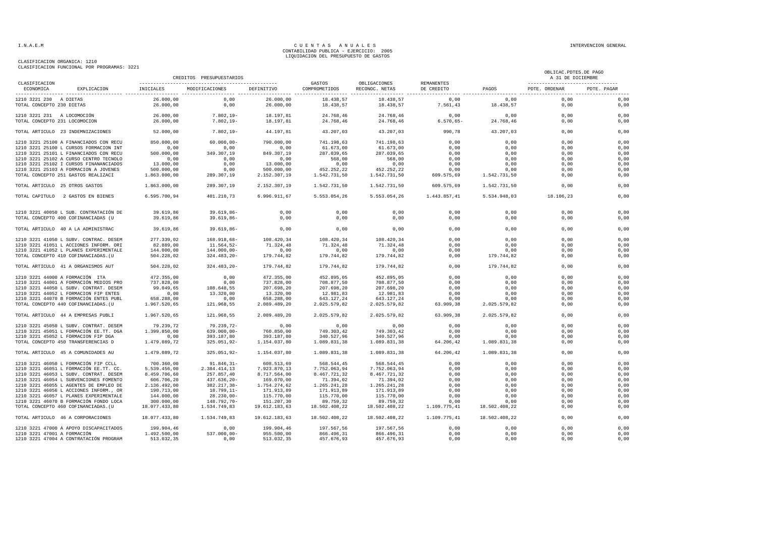I.N.A.E.M

CUENTAS ANUALES
CONTABILIDAD PUBLICA - EJERCICIO: 2005
LIQUIDACION DEL PRESUPUESTO DE GASTOS

INTERVENCION GENERAL

CLASIFICACION ORGANICA: 1210
CLASIFICACION FUNCIONAL POR PROGRAMAS: 3221

| CLASIFICACION ECONOMICA | EXPLICACION | CREDITOS PRESUPUESTARIOS INICIALES | MODIFICACIONES | DEFINITIVO | GASTOS COMPROMETIDOS | OBLIGACIONES RECONOC. NETAS | REMANENTES DE CREDITO | PAGOS | OBLICAC.PDTES.DE PAGO A 31 DE DICIEMBRE PDTE. ORDENAR | PDTE. PAGAR |
|---|---|---|---|---|---|---|---|---|---|---|
| 1210 3221 230 | A DIETAS | 26.000,00 | 0,00 | 26.000,00 | 18.438,57 | 18.438,57 | 0,00 | 0,00 | 0,00 | 0,00 |
| TOTAL CONCEPTO 230 | DIETAS | 26.000,00 | 0,00 | 26.000,00 | 18.438,57 | 18.438,57 | 7.561,43 | 18.438,57 | 0,00 | 0,00 |
| 1210 3221 231 | A LOCOMOCIÓN | 26.000,00 | 7.802,19- | 18.197,81 | 24.768,46 | 24.768,46 | 0,00 | 0,00 | 0,00 | 0,00 |
| TOTAL CONCEPTO 231 | LOCOMOCION | 26.000,00 | 7.802,19- | 18.197,81 | 24.768,46 | 24.768,46 | 6.570,65- | 24.768,46 | 0,00 | 0,00 |
| TOTAL ARTICULO 23 | INDEMNIZACIONES | 52.000,00 | 7.802,19- | 44.197,81 | 43.207,03 | 43.207,03 | 990,78 | 43.207,03 | 0,00 | 0,00 |
| 1210 3221 25100 | A FINANCIADOS CON RECU | 850.000,00 | 60.000,00- | 790.000,00 | 741.198,63 | 741.198,63 | 0,00 | 0,00 | 0,00 | 0,00 |
| 1210 3221 25100 | L CURSOS FORMACION INT | 0,00 | 0,00 | 0,00 | 61.673,00 | 61.673,00 | 0,00 | 0,00 | 0,00 | 0,00 |
| 1210 3221 25101 | L FINANCIADOS CON RECU | 500.000,00 | 349.307,19 | 849.307,19 | 287.039,65 | 287.039,65 | 0,00 | 0,00 | 0,00 | 0,00 |
| 1210 3221 25102 | A CURSO CENTRO TECNOLO | 0,00 | 0,00 | 0,00 | 568,00 | 568,00 | 0,00 | 0,00 | 0,00 | 0,00 |
| 1210 3221 25102 | I CURSOS FINANANCIADOS | 13.000,00 | 0,00 | 13.000,00 | 0,00 | 0,00 | 0,00 | 0,00 | 0,00 | 0,00 |
| 1210 3221 25103 | A FORMACION A JOVENES | 500.000,00 | 0,00 | 500.000,00 | 452.252,22 | 452.252,22 | 0,00 | 0,00 | 0,00 | 0,00 |
| TOTAL CONCEPTO 251 | GASTOS REALIZACI | 1.863.000,00 | 289.307,19 | 2.152.307,19 | 1.542.731,50 | 1.542.731,50 | 609.575,69 | 1.542.731,50 | 0,00 | 0,00 |
| TOTAL ARTICULO 25 | OTROS GASTOS | 1.863.000,00 | 289.307,19 | 2.152.307,19 | 1.542.731,50 | 1.542.731,50 | 609.575,69 | 1.542.731,50 | 0,00 | 0,00 |
| TOTAL CAPITULO 2 | GASTOS EN BIENES | 6.595.700,94 | 401.210,73 | 6.996.911,67 | 5.553.054,26 | 5.553.054,26 | 1.443.857,41 | 5.534.948,03 | 18.106,23 | 0,00 |
| 1210 3221 40050 | L SUB. CONTRATACIÓN DE | 39.619,86 | 39.619,86- | 0,00 | 0,00 | 0,00 | 0,00 | 0,00 | 0,00 | 0,00 |
| TOTAL CONCEPTO 400 | COFINANCIADAS (U | 39.619,86 | 39.619,86- | 0,00 | 0,00 | 0,00 | 0,00 | 0,00 | 0,00 | 0,00 |
| TOTAL ARTICULO 40 | A LA ADMINISTRAC | 39.619,86 | 39.619,86- | 0,00 | 0,00 | 0,00 | 0,00 | 0,00 | 0,00 | 0,00 |
| 1210 3221 41050 | L SUBV. CONTRAC. DESEM | 277.339,02 | 168.918,68- | 108.420,34 | 108.420,34 | 108.420,34 | 0,00 | 0,00 | 0,00 | 0,00 |
| 1210 3221 41051 | L ACCIONES INFORM. ORI | 82.889,00 | 11.564,52- | 71.324,48 | 71.324,48 | 71.324,48 | 0,00 | 0,00 | 0,00 | 0,00 |
| 1210 3221 41052 | L PLANES EXPERIMENTALE | 144.000,00 | 144.000,00- | 0,00 | 0,00 | 0,00 | 0,00 | 0,00 | 0,00 | 0,00 |
| TOTAL CONCEPTO 410 | COFINANCIADAS.(U | 504.228,02 | 324.483,20- | 179.744,82 | 179.744,82 | 179.744,82 | 0,00 | 179.744,82 | 0,00 | 0,00 |
| TOTAL ARTICULO 41 | A ORGANISMOS AUT | 504.228,02 | 324.483,20- | 179.744,82 | 179.744,82 | 179.744,82 | 0,00 | 179.744,82 | 0,00 | 0,00 |
| 1210 3221 44000 | A FORMACIÓN ITA | 472.355,00 | 0,00 | 472.355,00 | 452.895,05 | 452.895,05 | 0,00 | 0,00 | 0,00 | 0,00 |
| 1210 3221 44001 | A FORMACIÓN MEDIOS PRO | 737.828,00 | 0,00 | 737.828,00 | 708.877,50 | 708.877,50 | 0,00 | 0,00 | 0,00 | 0,00 |
| 1210 3221 44050 | L SUBV. CONTRAT. DESEM | 99.049,65 | 108.648,55 | 207.698,20 | 207.698,20 | 207.698,20 | 0,00 | 0,00 | 0,00 | 0,00 |
| 1210 3221 44052 | L FORMACION FIP ENTES | 0,00 | 13.320,00 | 13.320,00 | 12.981,83 | 12.981,83 | 0,00 | 0,00 | 0,00 | 0,00 |
| 1210 3221 44070 | B FORMACIÓN ENTES PUBL | 658.288,00 | 0,00 | 658.288,00 | 643.127,24 | 643.127,24 | 0,00 | 0,00 | 0,00 | 0,00 |
| TOTAL CONCEPTO 440 | COFINANCIADAS.(U | 1.967.520,65 | 121.968,55 | 2.089.489,20 | 2.025.579,82 | 2.025.579,82 | 63.909,38 | 2.025.579,82 | 0,00 | 0,00 |
| TOTAL ARTICULO 44 | A EMPRESAS PUBLI | 1.967.520,65 | 121.968,55 | 2.089.489,20 | 2.025.579,82 | 2.025.579,82 | 63.909,38 | 2.025.579,82 | 0,00 | 0,00 |
| 1210 3221 45050 | L SUBV. CONTRAT. DESEM | 79.239,72 | 79.239,72- | 0,00 | 0,00 | 0,00 | 0,00 | 0,00 | 0,00 | 0,00 |
| 1210 3221 45051 | L FORMACIÓN EE.TT. DGA | 1.399.850,00 | 639.000,00- | 760.850,00 | 749.303,42 | 749.303,42 | 0,00 | 0,00 | 0,00 | 0,00 |
| 1210 3221 45052 | L FORMACION FIP DGA | 0,00 | 393.187,80 | 393.187,80 | 340.527,96 | 340.527,96 | 0,00 | 0,00 | 0,00 | 0,00 |
| TOTAL CONCEPTO 450 | TRANSFERENCIAS D | 1.479.089,72 | 325.051,92- | 1.154.037,80 | 1.089.831,38 | 1.089.831,38 | 64.206,42 | 1.089.831,38 | 0,00 | 0,00 |
| TOTAL ARTICULO 45 | A COMUNIDADES AU | 1.479.089,72 | 325.051,92- | 1.154.037,80 | 1.089.831,38 | 1.089.831,38 | 64.206,42 | 1.089.831,38 | 0,00 | 0,00 |
| 1210 3221 46050 | L FORMACIÓN FIP CCLL | 700.360,00 | 91.846,31- | 608.513,69 | 568.544,45 | 568.544,45 | 0,00 | 0,00 | 0,00 | 0,00 |
| 1210 3221 46051 | L FORMACIÓN EE.TT. CC. | 5.539.456,00 | 2.384.414,13 | 7.923.870,13 | 7.752.063,94 | 7.752.063,94 | 0,00 | 0,00 | 0,00 | 0,00 |
| 1210 3221 46053 | L SUBV. CONTRAT. DESEM | 8.459.706,60 | 257.857,40 | 8.717.564,00 | 8.467.721,32 | 8.467.721,32 | 0,00 | 0,00 | 0,00 | 0,00 |
| 1210 3221 46054 | L SUBVENCIONES FOMENTO | 606.706,20 | 437.636,20- | 169.070,00 | 71.394,02 | 71.394,02 | 0,00 | 0,00 | 0,00 | 0,00 |
| 1210 3221 46055 | L AGENTES DE EMPLEO DE | 2.136.492,00 | 382.217,38- | 1.754.274,62 | 1.265.241,28 | 1.265.241,28 | 0,00 | 0,00 | 0,00 | 0,00 |
| 1210 3221 46056 | L ACCIONES INFORM., OR | 190.713,00 | 18.799,11- | 171.913,89 | 171.913,89 | 171.913,89 | 0,00 | 0,00 | 0,00 | 0,00 |
| 1210 3221 46057 | L PLANES EXPERIMENTALE | 144.000,00 | 28.230,00- | 115.770,00 | 115.770,00 | 115.770,00 | 0,00 | 0,00 | 0,00 | 0,00 |
| 1210 3221 46070 | B FORMACIÓN FONDO LOCA | 300.000,00 | 148.792,70- | 151.207,30 | 89.759,32 | 89.759,32 | 0,00 | 0,00 | 0,00 | 0,00 |
| TOTAL CONCEPTO 460 | COFINANCIADAS.(U | 18.077.433,80 | 1.534.749,83 | 19.612.183,63 | 18.502.408,22 | 18.502.408,22 | 1.109.775,41 | 18.502.408,22 | 0,00 | 0,00 |
| TOTAL ARTICULO 46 | A CORPORACIONES | 18.077.433,80 | 1.534.749,83 | 19.612.183,63 | 18.502.408,22 | 18.502.408,22 | 1.109.775,41 | 18.502.408,22 | 0,00 | 0,00 |
| 1210 3221 47000 | A APOYO DISCAPACITADOS | 199.904,46 | 0,00 | 199.904,46 | 197.567,56 | 197.567,56 | 0,00 | 0,00 | 0,00 | 0,00 |
| 1210 3221 47001 | A FORMACIÓN | 1.492.500,00 | 537.000,00- | 955.500,00 | 866.496,31 | 866.496,31 | 0,00 | 0,00 | 0,00 | 0,00 |
| 1210 3221 47004 | A CONTRATACIÓN PROGRAM | 513.032,35 | 0,00 | 513.032,35 | 457.676,93 | 457.676,93 | 0,00 | 0,00 | 0,00 | 0,00 |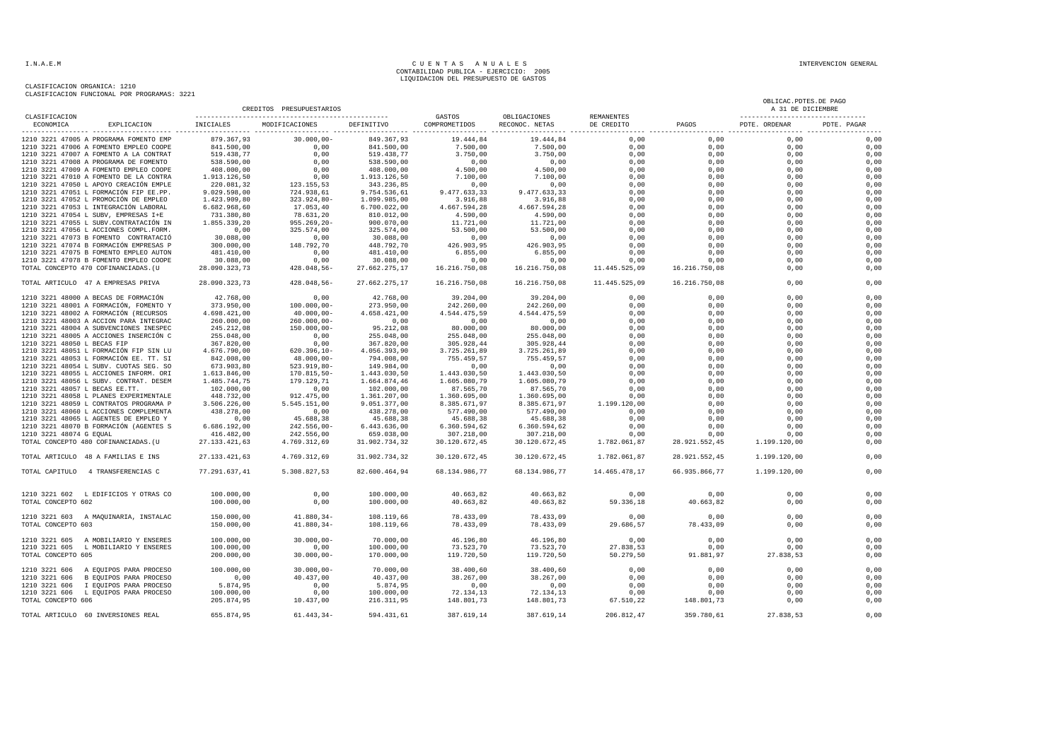I.N.A.E.M

# CUENTAS ANUALES
## CONTABILIDAD PUBLICA - EJERCICIO: 2005
## LIQUIDACION DEL PRESUPUESTO DE GASTOS

INTERVENCION GENERAL

CLASIFICACION ORGANICA: 1210
CLASIFICACION FUNCIONAL POR PROGRAMAS: 3221

| CLASIFICACION ECONOMICA | EXPLICACION | CREDITOS PRESUPUESTARIOS INICIALES | MODIFICACIONES | DEFINITIVO | GASTOS COMPROMETIDOS | OBLIGACIONES RECONOC. NETAS | REMANENTES DE CREDITO | PAGOS | OBLICAC.PDTES.DE PAGO A 31 DE DICIEMBRE PDTE. ORDENAR | PDTE. PAGAR |
|---|---|---|---|---|---|---|---|---|---|---|
| 1210 3221 47005 | A PROGRAMA FOMENTO EMP | 879.367,93 | 30.000,00- | 849.367,93 | 19.444,84 | 19.444,84 | 0,00 | 0,00 | 0,00 | 0,00 |
| 1210 3221 47006 | A FOMENTO EMPLEO COOPE | 841.500,00 | 0,00 | 841.500,00 | 7.500,00 | 7.500,00 | 0,00 | 0,00 | 0,00 | 0,00 |
| 1210 3221 47007 | A FOMENTO A LA CONTRAT | 519.438,77 | 0,00 | 519.438,77 | 3.750,00 | 3.750,00 | 0,00 | 0,00 | 0,00 | 0,00 |
| 1210 3221 47008 | A PROGRAMA DE FOMENTO | 538.590,00 | 0,00 | 538.590,00 | 0,00 | 0,00 | 0,00 | 0,00 | 0,00 | 0,00 |
| 1210 3221 47009 | A FOMENTO EMPLEO COOPE | 408.000,00 | 0,00 | 408.000,00 | 4.500,00 | 4.500,00 | 0,00 | 0,00 | 0,00 | 0,00 |
| 1210 3221 47010 | A FOMENTO DE LA CONTRA | 1.913.126,50 | 0,00 | 1.913.126,50 | 7.100,00 | 7.100,00 | 0,00 | 0,00 | 0,00 | 0,00 |
| 1210 3221 47050 | L APOYO CREACIÓN EMPLE | 220.081,32 | 123.155,53 | 343.236,85 | 0,00 | 0,00 | 0,00 | 0,00 | 0,00 | 0,00 |
| 1210 3221 47051 | L FORMACIÓN FIP EE.PP. | 9.029.598,00 | 724.938,61 | 9.754.536,61 | 9.477.633,33 | 9.477.633,33 | 0,00 | 0,00 | 0,00 | 0,00 |
| 1210 3221 47052 | L PROMOCIÓN DE EMPLEO | 1.423.909,80 | 323.924,80- | 1.099.985,00 | 3.916,88 | 3.916,88 | 0,00 | 0,00 | 0,00 | 0,00 |
| 1210 3221 47053 | L INTEGRACIÓN LABORAL | 6.682.968,60 | 17.053,40 | 6.700.022,00 | 4.667.594,28 | 4.667.594,28 | 0,00 | 0,00 | 0,00 | 0,00 |
| 1210 3221 47054 | L SUBV, EMPRESAS I+E | 731.380,80 | 78.631,20 | 810.012,00 | 4.590,00 | 4.590,00 | 0,00 | 0,00 | 0,00 | 0,00 |
| 1210 3221 47055 | L SUBV.CONTRATACIÓN IN | 1.855.339,20 | 955.269,20- | 900.070,00 | 11.721,00 | 11.721,00 | 0,00 | 0,00 | 0,00 | 0,00 |
| 1210 3221 47056 | L ACCIONES COMPL.FORM. | 0,00 | 325.574,00 | 325.574,00 | 53.500,00 | 53.500,00 | 0,00 | 0,00 | 0,00 | 0,00 |
| 1210 3221 47073 | B FOMENTO CONTRATACIÓ | 30.088,00 | 0,00 | 30.088,00 | 0,00 | 0,00 | 0,00 | 0,00 | 0,00 | 0,00 |
| 1210 3221 47074 | B FORMACIÓN EMPRESAS P | 300.000,00 | 148.792,70 | 448.792,70 | 426.903,95 | 426.903,95 | 0,00 | 0,00 | 0,00 | 0,00 |
| 1210 3221 47075 | B FOMENTO EMPLEO AUTON | 481.410,00 | 0,00 | 481.410,00 | 6.855,00 | 6.855,00 | 0,00 | 0,00 | 0,00 | 0,00 |
| 1210 3221 47078 | B FOMENTO EMPLEO COOPE | 30.088,00 | 0,00 | 30.088,00 | 0,00 | 0,00 | 0,00 | 0,00 | 0,00 | 0,00 |
| TOTAL CONCEPTO 470 | COFINANCIADAS.(U | 28.090.323,73 | 428.048,56- | 27.662.275,17 | 16.216.750,08 | 16.216.750,08 | 11.445.525,09 | 16.216.750,08 | 0,00 | 0,00 |
| TOTAL ARTICULO 47 | A EMPRESAS PRIVA | 28.090.323,73 | 428.048,56- | 27.662.275,17 | 16.216.750,08 | 16.216.750,08 | 11.445.525,09 | 16.216.750,08 | 0,00 | 0,00 |
| 1210 3221 48000 | A BECAS DE FORMACIÓN | 42.768,00 | 0,00 | 42.768,00 | 39.204,00 | 39.204,00 | 0,00 | 0,00 | 0,00 | 0,00 |
| 1210 3221 48001 | A FORMACIÓN, FOMENTO Y | 373.950,00 | 100.000,00- | 273.950,00 | 242.260,00 | 242.260,00 | 0,00 | 0,00 | 0,00 | 0,00 |
| 1210 3221 48002 | A FORMACIÓN (RECURSOS | 4.698.421,00 | 40.000,00- | 4.658.421,00 | 4.544.475,59 | 4.544.475,59 | 0,00 | 0,00 | 0,00 | 0,00 |
| 1210 3221 48003 | A ACCION PARA INTEGRAC | 260.000,00 | 260.000,00- | 0,00 | 0,00 | 0,00 | 0,00 | 0,00 | 0,00 | 0,00 |
| 1210 3221 48004 | A SUBVENCIONES INESPEC | 245.212,08 | 150.000,00- | 95.212,08 | 80.000,00 | 80.000,00 | 0,00 | 0,00 | 0,00 | 0,00 |
| 1210 3221 48005 | A ACCIONES INSERCIÓN C | 255.048,00 | 0,00 | 255.048,00 | 255.048,00 | 255.048,00 | 0,00 | 0,00 | 0,00 | 0,00 |
| 1210 3221 48050 | L BECAS FIP | 367.820,00 | 0,00 | 367.820,00 | 305.928,44 | 305.928,44 | 0,00 | 0,00 | 0,00 | 0,00 |
| 1210 3221 48051 | L FORMACIÓN FIP SIN LU | 4.676.790,00 | 620.396,10- | 4.056.393,90 | 3.725.261,89 | 3.725.261,89 | 0,00 | 0,00 | 0,00 | 0,00 |
| 1210 3221 48053 | L FORMACIÓN EE. TT. SI | 842.008,00 | 48.000,00- | 794.008,00 | 755.459,57 | 755.459,57 | 0,00 | 0,00 | 0,00 | 0,00 |
| 1210 3221 48054 | L SUBV. CUOTAS SEG. SO | 673.903,80 | 523.919,80- | 149.984,00 | 0,00 | 0,00 | 0,00 | 0,00 | 0,00 | 0,00 |
| 1210 3221 48055 | L ACCIONES INFORM. ORI | 1.613.846,00 | 170.815,50- | 1.443.030,50 | 1.443.030,50 | 1.443.030,50 | 0,00 | 0,00 | 0,00 | 0,00 |
| 1210 3221 48056 | L SUBV. CONTRAT. DESEM | 1.485.744,75 | 179.129,71 | 1.664.874,46 | 1.605.080,79 | 1.605.080,79 | 0,00 | 0,00 | 0,00 | 0,00 |
| 1210 3221 48057 | L BECAS EE.TT. | 102.000,00 | 0,00 | 102.000,00 | 87.565,70 | 87.565,70 | 0,00 | 0,00 | 0,00 | 0,00 |
| 1210 3221 48058 | L PLANES EXPERIMENTALE | 448.732,00 | 912.475,00 | 1.361.207,00 | 1.360.695,00 | 1.360.695,00 | 0,00 | 0,00 | 0,00 | 0,00 |
| 1210 3221 48059 | L CONTRATOS PROGRAMA P | 3.506.226,00 | 5.545.151,00 | 9.051.377,00 | 8.385.671,97 | 8.385.671,97 | 1.199.120,00 | 0,00 | 0,00 | 0,00 |
| 1210 3221 48060 | L ACCIONES COMPLEMENTA | 438.278,00 | 0,00 | 438.278,00 | 577.490,00 | 577.490,00 | 0,00 | 0,00 | 0,00 | 0,00 |
| 1210 3221 48065 | L AGENTES DE EMPLEO Y | 0,00 | 45.688,38 | 45.688,38 | 45.688,38 | 45.688,38 | 0,00 | 0,00 | 0,00 | 0,00 |
| 1210 3221 48070 | B FORMACIÓN (AGENTES S | 6.686.192,00 | 242.556,00- | 6.443.636,00 | 6.360.594,62 | 6.360.594,62 | 0,00 | 0,00 | 0,00 | 0,00 |
| 1210 3221 48074 | G EQUAL | 416.482,00 | 242.556,00 | 659.038,00 | 307.218,00 | 307.218,00 | 0,00 | 0,00 | 0,00 | 0,00 |
| TOTAL CONCEPTO 480 | COFINANCIADAS.(U | 27.133.421,63 | 4.769.312,69 | 31.902.734,32 | 30.120.672,45 | 30.120.672,45 | 1.782.061,87 | 28.921.552,45 | 1.199.120,00 | 0,00 |
| TOTAL ARTICULO 48 | A FAMILIAS E INS | 27.133.421,63 | 4.769.312,69 | 31.902.734,32 | 30.120.672,45 | 30.120.672,45 | 1.782.061,87 | 28.921.552,45 | 1.199.120,00 | 0,00 |
| TOTAL CAPITULO 4 | TRANSFERENCIAS C | 77.291.637,41 | 5.308.827,53 | 82.600.464,94 | 68.134.986,77 | 68.134.986,77 | 14.465.478,17 | 66.935.866,77 | 1.199.120,00 | 0,00 |
| 1210 3221 602 | L EDIFICIOS Y OTRAS CO | 100.000,00 | 0,00 | 100.000,00 | 40.663,82 | 40.663,82 | 0,00 | 0,00 | 0,00 | 0,00 |
| TOTAL CONCEPTO 602 | | 100.000,00 | 0,00 | 100.000,00 | 40.663,82 | 40.663,82 | 59.336,18 | 40.663,82 | 0,00 | 0,00 |
| 1210 3221 603 | A MAQUINARIA, INSTALAC | 150.000,00 | 41.880,34- | 108.119,66 | 78.433,09 | 78.433,09 | 0,00 | 0,00 | 0,00 | 0,00 |
| TOTAL CONCEPTO 603 | | 150.000,00 | 41.880,34- | 108.119,66 | 78.433,09 | 78.433,09 | 29.686,57 | 78.433,09 | 0,00 | 0,00 |
| 1210 3221 605 | A MOBILIARIO Y ENSERES | 100.000,00 | 30.000,00- | 70.000,00 | 46.196,80 | 46.196,80 | 0,00 | 0,00 | 0,00 | 0,00 |
| 1210 3221 605 | L MOBILIARIO Y ENSERES | 100.000,00 | 0,00 | 100.000,00 | 73.523,70 | 73.523,70 | 27.838,53 | 0,00 | 0,00 | 0,00 |
| TOTAL CONCEPTO 605 | | 200.000,00 | 30.000,00- | 170.000,00 | 119.720,50 | 119.720,50 | 50.279,50 | 91.881,97 | 27.838,53 | 0,00 |
| 1210 3221 606 | A EQUIPOS PARA PROCESO | 100.000,00 | 30.000,00- | 70.000,00 | 38.400,60 | 38.400,60 | 0,00 | 0,00 | 0,00 | 0,00 |
| 1210 3221 606 | B EQUIPOS PARA PROCESO | 0,00 | 40.437,00 | 40.437,00 | 38.267,00 | 38.267,00 | 0,00 | 0,00 | 0,00 | 0,00 |
| 1210 3221 606 | I EQUIPOS PARA PROCESO | 5.874,95 | 0,00 | 5.874,95 | 0,00 | 0,00 | 0,00 | 0,00 | 0,00 | 0,00 |
| 1210 3221 606 | L EQUIPOS PARA PROCESO | 100.000,00 | 0,00 | 100.000,00 | 72.134,13 | 72.134,13 | 0,00 | 0,00 | 0,00 | 0,00 |
| TOTAL CONCEPTO 606 | | 205.874,95 | 10.437,00 | 216.311,95 | 148.801,73 | 148.801,73 | 67.510,22 | 148.801,73 | 0,00 | 0,00 |
| TOTAL ARTICULO 60 | INVERSIONES REAL | 655.874,95 | 61.443,34- | 594.431,61 | 387.619,14 | 387.619,14 | 206.812,47 | 359.780,61 | 27.838,53 | 0,00 |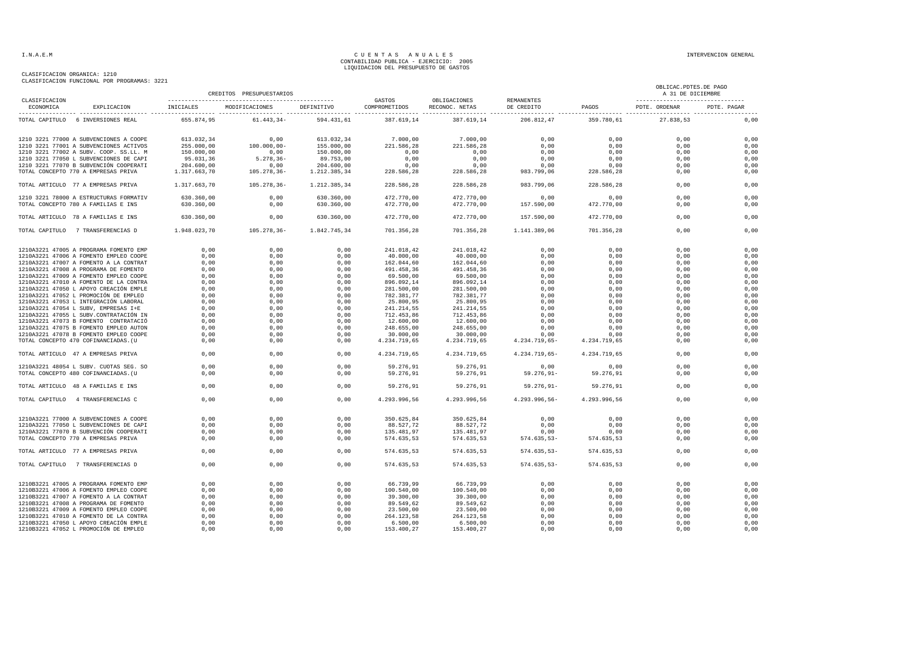CUENTAS ANUALES
CONTABILIDAD PUBLICA - EJERCICIO: 2005
LIQUIDACION DEL PRESUPUESTO DE GASTOS

CLASIFICACION ORGANICA: 1210
CLASIFICACION FUNCIONAL POR PROGRAMAS: 3221

| CLASIFICACION ECONOMICA | EXPLICACION | CREDITOS PRESUPUESTARIOS INICIALES | MODIFICACIONES | DEFINITIVO | GASTOS COMPROMETIDOS | OBLIGACIONES RECONOC. NETAS | REMANENTES DE CREDITO | PAGOS | OBLICAC.PDTES.DE PAGO A 31 DE DICIEMBRE PDTE. ORDENAR | PDTE. PAGAR |
|---|---|---|---|---|---|---|---|---|---|---|
| TOTAL CAPITULO | 6 INVERSIONES REAL | 655.874,95 | 61.443,34- | 594.431,61 | 387.619,14 | 387.619,14 | 206.812,47 | 359.780,61 | 27.838,53 | 0,00 |
| 1210 3221 77000 | A SUBVENCIONES A COOPE | 613.032,34 | 0,00 | 613.032,34 | 7.000,00 | 7.000,00 | 0,00 | 0,00 | 0,00 | 0,00 |
| 1210 3221 77001 | A SUBVENCIONES ACTIVOS | 255.000,00 | 100.000,00- | 155.000,00 | 221.586,28 | 221.586,28 | 0,00 | 0,00 | 0,00 | 0,00 |
| 1210 3221 77002 | A SUBV. COOP. SS.LL. M | 150.000,00 | 0,00 | 150.000,00 | 0,00 | 0,00 | 0,00 | 0,00 | 0,00 | 0,00 |
| 1210 3221 77050 | L SUBVENCIONES DE CAPI | 95.031,36 | 5.278,36- | 89.753,00 | 0,00 | 0,00 | 0,00 | 0,00 | 0,00 | 0,00 |
| 1210 3221 77070 | B SUBVENCIÓN COOPERATI | 204.600,00 | 0,00 | 204.600,00 | 0,00 | 0,00 | 0,00 | 0,00 | 0,00 | 0,00 |
| TOTAL CONCEPTO 770 | A EMPRESAS PRIVA | 1.317.663,70 | 105.278,36- | 1.212.385,34 | 228.586,28 | 228.586,28 | 983.799,06 | 228.586,28 | 0,00 | 0,00 |
| TOTAL ARTICULO 77 | A EMPRESAS PRIVA | 1.317.663,70 | 105.278,36- | 1.212.385,34 | 228.586,28 | 228.586,28 | 983.799,06 | 228.586,28 | 0,00 | 0,00 |
| 1210 3221 78000 | A ESTRUCTURAS FORMATIV | 630.360,00 | 0,00 | 630.360,00 | 472.770,00 | 472.770,00 | 0,00 | 0,00 | 0,00 | 0,00 |
| TOTAL CONCEPTO 780 | A FAMILIAS E INS | 630.360,00 | 0,00 | 630.360,00 | 472.770,00 | 472.770,00 | 157.590,00 | 472.770,00 | 0,00 | 0,00 |
| TOTAL ARTICULO 78 | A FAMILIAS E INS | 630.360,00 | 0,00 | 630.360,00 | 472.770,00 | 472.770,00 | 157.590,00 | 472.770,00 | 0,00 | 0,00 |
| TOTAL CAPITULO | 7 TRANSFERENCIAS D | 1.948.023,70 | 105.278,36- | 1.842.745,34 | 701.356,28 | 701.356,28 | 1.141.389,06 | 701.356,28 | 0,00 | 0,00 |
| 1210A3221 47005 | A PROGRAMA FOMENTO EMP | 0,00 | 0,00 | 0,00 | 241.018,42 | 241.018,42 | 0,00 | 0,00 | 0,00 | 0,00 |
| 1210A3221 47006 | A FOMENTO EMPLEO COOPE | 0,00 | 0,00 | 0,00 | 40.000,00 | 40.000,00 | 0,00 | 0,00 | 0,00 | 0,00 |
| 1210A3221 47007 | A FOMENTO A LA CONTRAT | 0,00 | 0,00 | 0,00 | 162.044,60 | 162.044,60 | 0,00 | 0,00 | 0,00 | 0,00 |
| 1210A3221 47008 | A PROGRAMA DE FOMENTO | 0,00 | 0,00 | 0,00 | 491.458,36 | 491.458,36 | 0,00 | 0,00 | 0,00 | 0,00 |
| 1210A3221 47009 | A FOMENTO EMPLEO COOPE | 0,00 | 0,00 | 0,00 | 69.500,00 | 69.500,00 | 0,00 | 0,00 | 0,00 | 0,00 |
| 1210A3221 47010 | A FOMENTO DE LA CONTRA | 0,00 | 0,00 | 0,00 | 896.092,14 | 896.092,14 | 0,00 | 0,00 | 0,00 | 0,00 |
| 1210A3221 47050 | L APOYO CREACIÓN EMPLE | 0,00 | 0,00 | 0,00 | 281.500,00 | 281.500,00 | 0,00 | 0,00 | 0,00 | 0,00 |
| 1210A3221 47052 | L PROMOCIÓN DE EMPLEO | 0,00 | 0,00 | 0,00 | 782.381,77 | 782.381,77 | 0,00 | 0,00 | 0,00 | 0,00 |
| 1210A3221 47053 | L INTEGRACIÓN LABORAL | 0,00 | 0,00 | 0,00 | 25.800,95 | 25.800,95 | 0,00 | 0,00 | 0,00 | 0,00 |
| 1210A3221 47054 | L SUBV, EMPRESAS I+E | 0,00 | 0,00 | 0,00 | 241.214,55 | 241.214,55 | 0,00 | 0,00 | 0,00 | 0,00 |
| 1210A3221 47055 | L SUBV.CONTRATACIÓN IN | 0,00 | 0,00 | 0,00 | 712.453,86 | 712.453,86 | 0,00 | 0,00 | 0,00 | 0,00 |
| 1210A3221 47073 | B FOMENTO CONTRATACIÓ | 0,00 | 0,00 | 0,00 | 12.600,00 | 12.600,00 | 0,00 | 0,00 | 0,00 | 0,00 |
| 1210A3221 47075 | B FOMENTO EMPLEO AUTON | 0,00 | 0,00 | 0,00 | 248.655,00 | 248.655,00 | 0,00 | 0,00 | 0,00 | 0,00 |
| 1210A3221 47078 | B FOMENTO EMPLEO COOPE | 0,00 | 0,00 | 0,00 | 30.000,00 | 30.000,00 | 0,00 | 0,00 | 0,00 | 0,00 |
| TOTAL CONCEPTO 470 | COFINANCIADAS.(U | 0,00 | 0,00 | 0,00 | 4.234.719,65 | 4.234.719,65 | 4.234.719,65- | 4.234.719,65 | 0,00 | 0,00 |
| TOTAL ARTICULO 47 | A EMPRESAS PRIVA | 0,00 | 0,00 | 0,00 | 4.234.719,65 | 4.234.719,65 | 4.234.719,65- | 4.234.719,65 | 0,00 | 0,00 |
| 1210A3221 48054 | L SUBV. CUOTAS SEG. SO | 0,00 | 0,00 | 0,00 | 59.276,91 | 59.276,91 | 0,00 | 0,00 | 0,00 | 0,00 |
| TOTAL CONCEPTO 480 | COFINANCIADAS.(U | 0,00 | 0,00 | 0,00 | 59.276,91 | 59.276,91 | 59.276,91- | 59.276,91 | 0,00 | 0,00 |
| TOTAL ARTICULO 48 | A FAMILIAS E INS | 0,00 | 0,00 | 0,00 | 59.276,91 | 59.276,91 | 59.276,91- | 59.276,91 | 0,00 | 0,00 |
| TOTAL CAPITULO | 4 TRANSFERENCIAS C | 0,00 | 0,00 | 0,00 | 4.293.996,56 | 4.293.996,56 | 4.293.996,56- | 4.293.996,56 | 0,00 | 0,00 |
| 1210A3221 77000 | A SUBVENCIONES A COOPE | 0,00 | 0,00 | 0,00 | 350.625,84 | 350.625,84 | 0,00 | 0,00 | 0,00 | 0,00 |
| 1210A3221 77050 | L SUBVENCIONES DE CAPI | 0,00 | 0,00 | 0,00 | 88.527,72 | 88.527,72 | 0,00 | 0,00 | 0,00 | 0,00 |
| 1210A3221 77070 | B SUBVENCIÓN COOPERATI | 0,00 | 0,00 | 0,00 | 135.481,97 | 135.481,97 | 0,00 | 0,00 | 0,00 | 0,00 |
| TOTAL CONCEPTO 770 | A EMPRESAS PRIVA | 0,00 | 0,00 | 0,00 | 574.635,53 | 574.635,53 | 574.635,53- | 574.635,53 | 0,00 | 0,00 |
| TOTAL ARTICULO 77 | A EMPRESAS PRIVA | 0,00 | 0,00 | 0,00 | 574.635,53 | 574.635,53 | 574.635,53- | 574.635,53 | 0,00 | 0,00 |
| TOTAL CAPITULO | 7 TRANSFERENCIAS D | 0,00 | 0,00 | 0,00 | 574.635,53 | 574.635,53 | 574.635,53- | 574.635,53 | 0,00 | 0,00 |
| 1210B3221 47005 | A PROGRAMA FOMENTO EMP | 0,00 | 0,00 | 0,00 | 66.739,99 | 66.739,99 | 0,00 | 0,00 | 0,00 | 0,00 |
| 1210B3221 47006 | A FOMENTO EMPLEO COOPE | 0,00 | 0,00 | 0,00 | 100.540,00 | 100.540,00 | 0,00 | 0,00 | 0,00 | 0,00 |
| 1210B3221 47007 | A FOMENTO A LA CONTRAT | 0,00 | 0,00 | 0,00 | 39.300,00 | 39.300,00 | 0,00 | 0,00 | 0,00 | 0,00 |
| 1210B3221 47008 | A PROGRAMA DE FOMENTO | 0,00 | 0,00 | 0,00 | 89.549,62 | 89.549,62 | 0,00 | 0,00 | 0,00 | 0,00 |
| 1210B3221 47009 | A FOMENTO EMPLEO COOPE | 0,00 | 0,00 | 0,00 | 23.500,00 | 23.500,00 | 0,00 | 0,00 | 0,00 | 0,00 |
| 1210B3221 47010 | A FOMENTO DE LA CONTRA | 0,00 | 0,00 | 0,00 | 264.123,58 | 264.123,58 | 0,00 | 0,00 | 0,00 | 0,00 |
| 1210B3221 47050 | L APOYO CREACIÓN EMPLE | 0,00 | 0,00 | 0,00 | 6.500,00 | 6.500,00 | 0,00 | 0,00 | 0,00 | 0,00 |
| 1210B3221 47052 | L PROMOCIÓN DE EMPLEO | 0,00 | 0,00 | 0,00 | 153.400,27 | 153.400,27 | 0,00 | 0,00 | 0,00 | 0,00 |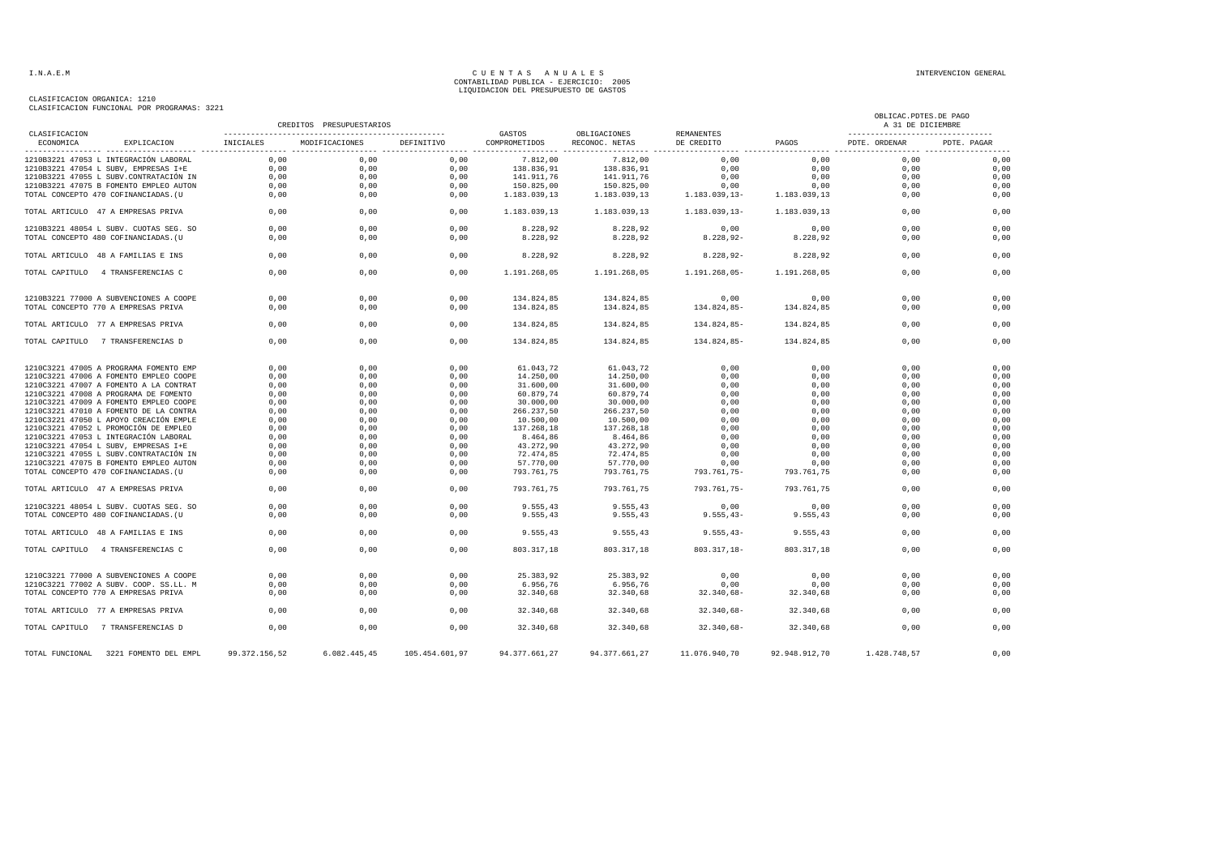CLASIFICACION ORGANICA: 1210
CLASIFICACION FUNCIONAL POR PROGRAMAS: 3221

# C U E N T A S A N U A L E S
## CONTABILIDAD PUBLICA - EJERCICIO: 2005
## LIQUIDACION DEL PRESUPUESTO DE GASTOS

| CLASIFICACION ECONOMICA | EXPLICACION | CREDITOS PRESUPUESTARIOS INICIALES | MODIFICACIONES | DEFINITIVO | GASTOS COMPROMETIDOS | OBLIGACIONES RECONOC. NETAS | REMANENTES DE CREDITO | PAGOS | OBLICAC.PDTES.DE PAGO A 31 DE DICIEMBRE PDTE. ORDENAR | PDTE. PAGAR |
|---|---|---|---|---|---|---|---|---|---|---|
| 1210B3221 47053 | L INTEGRACIÓN LABORAL | 0,00 | 0,00 | 0,00 | 7.812,00 | 7.812,00 | 0,00 | 0,00 | 0,00 | 0,00 |
| 1210B3221 47054 | L SUBV. EMPRESAS I+E | 0,00 | 0,00 | 0,00 | 138.836,91 | 138.836,91 | 0,00 | 0,00 | 0,00 | 0,00 |
| 1210B3221 47055 | L SUBV.CONTRATACIÓN IN | 0,00 | 0,00 | 0,00 | 141.911,76 | 141.911,76 | 0,00 | 0,00 | 0,00 | 0,00 |
| 1210B3221 47075 | B FOMENTO EMPLEO AUTON | 0,00 | 0,00 | 0,00 | 150.825,00 | 150.825,00 | 0,00 | 0,00 | 0,00 | 0,00 |
| TOTAL CONCEPTO 470 | COFINANCIADAS.(U | 0,00 | 0,00 | 0,00 | 1.183.039,13 | 1.183.039,13 | 1.183.039,13- | 1.183.039,13 | 0,00 | 0,00 |
| TOTAL ARTICULO 47 | A EMPRESAS PRIVA | 0,00 | 0,00 | 0,00 | 1.183.039,13 | 1.183.039,13 | 1.183.039,13- | 1.183.039,13 | 0,00 | 0,00 |
| 1210B3221 48054 | L SUBV. CUOTAS SEG. SO | 0,00 | 0,00 | 0,00 | 8.228,92 | 8.228,92 | 0,00 | 0,00 | 0,00 | 0,00 |
| TOTAL CONCEPTO 480 | COFINANCIADAS.(U | 0,00 | 0,00 | 0,00 | 8.228,92 | 8.228,92 | 8.228,92- | 8.228,92 | 0,00 | 0,00 |
| TOTAL ARTICULO 48 | A FAMILIAS E INS | 0,00 | 0,00 | 0,00 | 8.228,92 | 8.228,92 | 8.228,92- | 8.228,92 | 0,00 | 0,00 |
| TOTAL CAPITULO 4 | TRANSFERENCIAS C | 0,00 | 0,00 | 0,00 | 1.191.268,05 | 1.191.268,05 | 1.191.268,05- | 1.191.268,05 | 0,00 | 0,00 |
| 1210B3221 77000 | A SUBVENCIONES A COOPE | 0,00 | 0,00 | 0,00 | 134.824,85 | 134.824,85 | 0,00 | 0,00 | 0,00 | 0,00 |
| TOTAL CONCEPTO 770 | A EMPRESAS PRIVA | 0,00 | 0,00 | 0,00 | 134.824,85 | 134.824,85 | 134.824,85- | 134.824,85 | 0,00 | 0,00 |
| TOTAL ARTICULO 77 | A EMPRESAS PRIVA | 0,00 | 0,00 | 0,00 | 134.824,85 | 134.824,85 | 134.824,85- | 134.824,85 | 0,00 | 0,00 |
| TOTAL CAPITULO 7 | TRANSFERENCIAS D | 0,00 | 0,00 | 0,00 | 134.824,85 | 134.824,85 | 134.824,85- | 134.824,85 | 0,00 | 0,00 |
| 1210C3221 47005 | A PROGRAMA FOMENTO EMP | 0,00 | 0,00 | 0,00 | 61.043,72 | 61.043,72 | 0,00 | 0,00 | 0,00 | 0,00 |
| 1210C3221 47006 | A FOMENTO EMPLEO COOPE | 0,00 | 0,00 | 0,00 | 14.250,00 | 14.250,00 | 0,00 | 0,00 | 0,00 | 0,00 |
| 1210C3221 47007 | A FOMENTO A LA CONTRAT | 0,00 | 0,00 | 0,00 | 31.600,00 | 31.600,00 | 0,00 | 0,00 | 0,00 | 0,00 |
| 1210C3221 47008 | A PROGRAMA DE FOMENTO | 0,00 | 0,00 | 0,00 | 60.879,74 | 60.879,74 | 0,00 | 0,00 | 0,00 | 0,00 |
| 1210C3221 47009 | A FOMENTO EMPLEO COOPE | 0,00 | 0,00 | 0,00 | 30.000,00 | 30.000,00 | 0,00 | 0,00 | 0,00 | 0,00 |
| 1210C3221 47010 | A FOMENTO DE LA CONTRA | 0,00 | 0,00 | 0,00 | 266.237,50 | 266.237,50 | 0,00 | 0,00 | 0,00 | 0,00 |
| 1210C3221 47050 | L APOYO CREACIÓN EMPLE | 0,00 | 0,00 | 0,00 | 10.500,00 | 10.500,00 | 0,00 | 0,00 | 0,00 | 0,00 |
| 1210C3221 47052 | L PROMOCIÓN DE EMPLEO | 0,00 | 0,00 | 0,00 | 137.268,18 | 137.268,18 | 0,00 | 0,00 | 0,00 | 0,00 |
| 1210C3221 47053 | L INTEGRACIÓN LABORAL | 0,00 | 0,00 | 0,00 | 8.464,86 | 8.464,86 | 0,00 | 0,00 | 0,00 | 0,00 |
| 1210C3221 47054 | L SUBV. EMPRESAS I+E | 0,00 | 0,00 | 0,00 | 43.272,90 | 43.272,90 | 0,00 | 0,00 | 0,00 | 0,00 |
| 1210C3221 47055 | L SUBV.CONTRATACIÓN IN | 0,00 | 0,00 | 0,00 | 72.474,85 | 72.474,85 | 0,00 | 0,00 | 0,00 | 0,00 |
| 1210C3221 47075 | B FOMENTO EMPLEO AUTON | 0,00 | 0,00 | 0,00 | 57.770,00 | 57.770,00 | 0,00 | 0,00 | 0,00 | 0,00 |
| TOTAL CONCEPTO 470 | COFINANCIADAS.(U | 0,00 | 0,00 | 0,00 | 793.761,75 | 793.761,75 | 793.761,75- | 793.761,75 | 0,00 | 0,00 |
| TOTAL ARTICULO 47 | A EMPRESAS PRIVA | 0,00 | 0,00 | 0,00 | 793.761,75 | 793.761,75 | 793.761,75- | 793.761,75 | 0,00 | 0,00 |
| 1210C3221 48054 | L SUBV. CUOTAS SEG. SO | 0,00 | 0,00 | 0,00 | 9.555,43 | 9.555,43 | 0,00 | 0,00 | 0,00 | 0,00 |
| TOTAL CONCEPTO 480 | COFINANCIADAS.(U | 0,00 | 0,00 | 0,00 | 9.555,43 | 9.555,43 | 9.555,43- | 9.555,43 | 0,00 | 0,00 |
| TOTAL ARTICULO 48 | A FAMILIAS E INS | 0,00 | 0,00 | 0,00 | 9.555,43 | 9.555,43 | 9.555,43- | 9.555,43 | 0,00 | 0,00 |
| TOTAL CAPITULO 4 | TRANSFERENCIAS C | 0,00 | 0,00 | 0,00 | 803.317,18 | 803.317,18 | 803.317,18- | 803.317,18 | 0,00 | 0,00 |
| 1210C3221 77000 | A SUBVENCIONES A COOPE | 0,00 | 0,00 | 0,00 | 25.383,92 | 25.383,92 | 0,00 | 0,00 | 0,00 | 0,00 |
| 1210C3221 77002 | A SUBV. COOP. SS.LL. M | 0,00 | 0,00 | 0,00 | 6.956,76 | 6.956,76 | 0,00 | 0,00 | 0,00 | 0,00 |
| TOTAL CONCEPTO 770 | A EMPRESAS PRIVA | 0,00 | 0,00 | 0,00 | 32.340,68 | 32.340,68 | 32.340,68- | 32.340,68 | 0,00 | 0,00 |
| TOTAL ARTICULO 77 | A EMPRESAS PRIVA | 0,00 | 0,00 | 0,00 | 32.340,68 | 32.340,68 | 32.340,68- | 32.340,68 | 0,00 | 0,00 |
| TOTAL CAPITULO 7 | TRANSFERENCIAS D | 0,00 | 0,00 | 0,00 | 32.340,68 | 32.340,68 | 32.340,68- | 32.340,68 | 0,00 | 0,00 |
| TOTAL FUNCIONAL | 3221 FOMENTO DEL EMPL | 99.372.156,52 | 6.082.445,45 | 105.454.601,97 | 94.377.661,27 | 94.377.661,27 | 11.076.940,70 | 92.948.912,70 | 1.428.748,57 | 0,00 |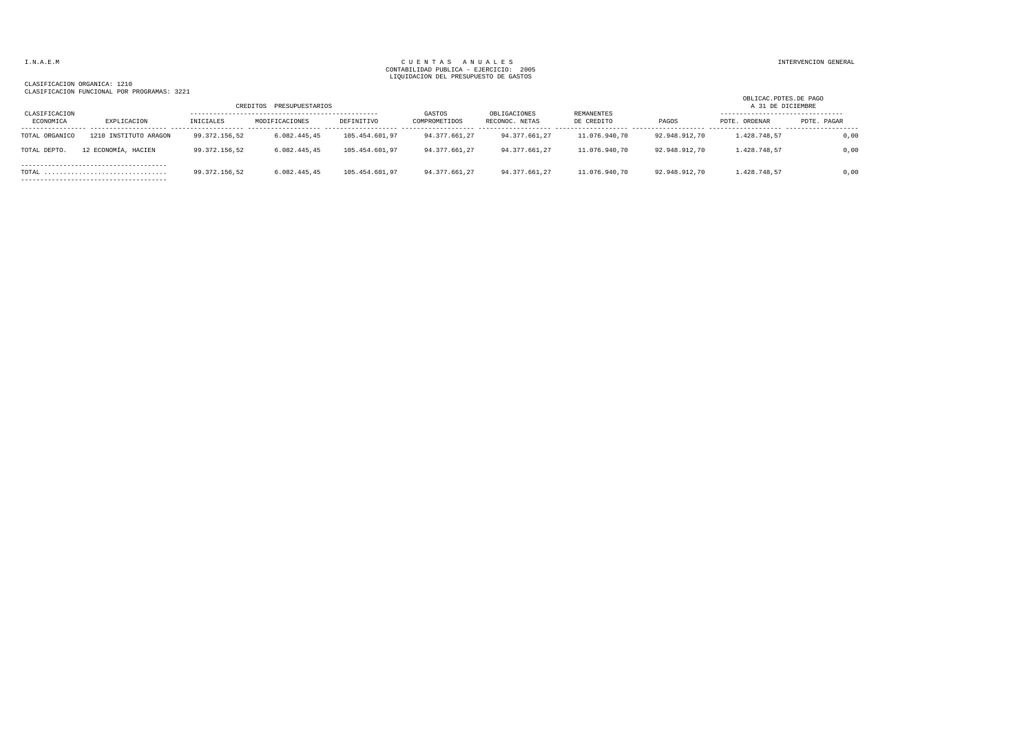I.N.A.E.M

CUENTAS ANUALES
CONTABILIDAD PUBLICA - EJERCICIO: 2005
LIQUIDACION DEL PRESUPUESTO DE GASTOS

INTERVENCION GENERAL

CLASIFICACION ORGANICA: 1210
CLASIFICACION FUNCIONAL POR PROGRAMAS: 3221

| CLASIFICACION ECONOMICA | EXPLICACION | CREDITOS PRESUPUESTARIOS INICIALES | MODIFICACIONES | DEFINITIVO | GASTOS COMPROMETIDOS | OBLIGACIONES RECONOC. NETAS | REMANENTES DE CREDITO | PAGOS | OBLICAC.PDTES.DE PAGO A 31 DE DICIEMBRE PDTE. ORDENAR | PDTE. PAGAR |
|---|---|---|---|---|---|---|---|---|---|---|
| TOTAL ORGANICO | 1210 INSTITUTO ARAGON | 99.372.156,52 | 6.082.445,45 | 105.454.601,97 | 94.377.661,27 | 94.377.661,27 | 11.076.940,70 | 92.948.912,70 | 1.428.748,57 | 0,00 |
| TOTAL DEPTO. | 12 ECONOMÍA, HACIEN | 99.372.156,52 | 6.082.445,45 | 105.454.601,97 | 94.377.661,27 | 94.377.661,27 | 11.076.940,70 | 92.948.912,70 | 1.428.748,57 | 0,00 |
| TOTAL ................................ | | 99.372.156,52 | 6.082.445,45 | 105.454.601,97 | 94.377.661,27 | 94.377.661,27 | 11.076.940,70 | 92.948.912,70 | 1.428.748,57 | 0,00 |